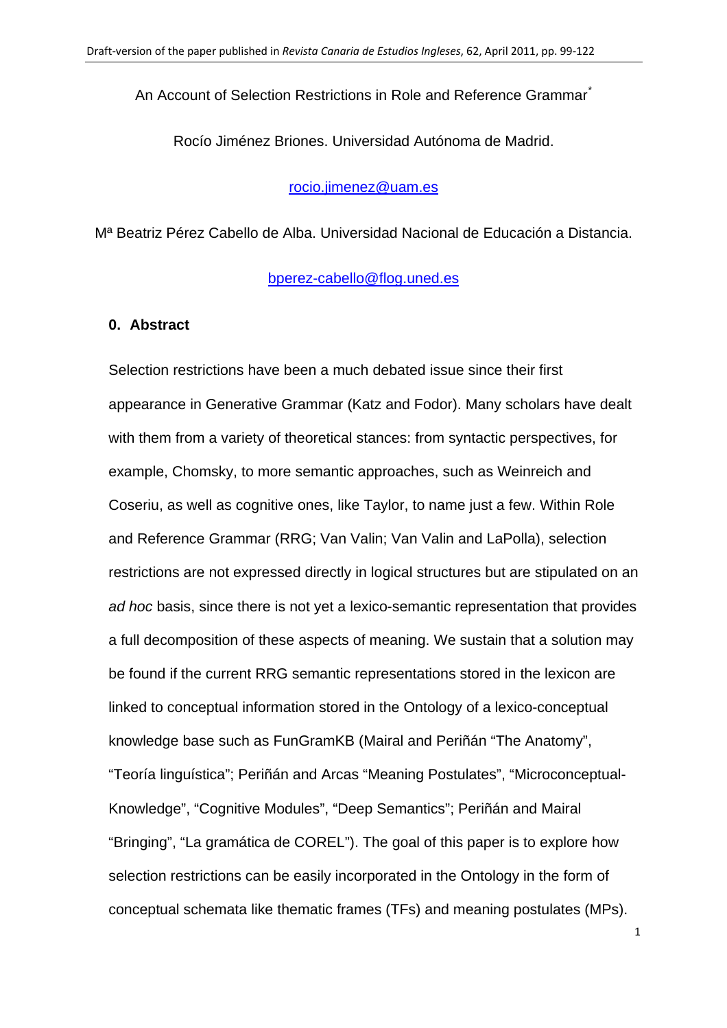An Account of Selection Restrictions in Role and Reference Grammar[*]

Rocío Jiménez Briones. Universidad Autónoma de Madrid.

rocio.jimenez@uam.es

Mª Beatriz Pérez Cabello de Alba. Universidad Nacional de Educación a Distancia.

bperez-cabello@flog.uned.es

## 0. Abstract

Selection restrictions have been a much debated issue since their first appearance in Generative Grammar (Katz and Fodor). Many scholars have dealt with them from a variety of theoretical stances: from syntactic perspectives, for example, Chomsky, to more semantic approaches, such as Weinreich and Coseriu, as well as cognitive ones, like Taylor, to name just a few. Within Role and Reference Grammar (RRG; Van Valin; Van Valin and LaPolla), selection restrictions are not expressed directly in logical structures but are stipulated on an *ad hoc* basis, since there is not yet a lexico-semantic representation that provides a full decomposition of these aspects of meaning. We sustain that a solution may be found if the current RRG semantic representations stored in the lexicon are linked to conceptual information stored in the Ontology of a lexico-conceptual knowledge base such as FunGramKB (Mairal and Periñán "The Anatomy", "Teoría linguística"; Periñán and Arcas "Meaning Postulates", "Microconceptual-Knowledge", "Cognitive Modules", "Deep Semantics"; Periñán and Mairal "Bringing", "La gramática de COREL"). The goal of this paper is to explore how selection restrictions can be easily incorporated in the Ontology in the form of conceptual schemata like thematic frames (TFs) and meaning postulates (MPs).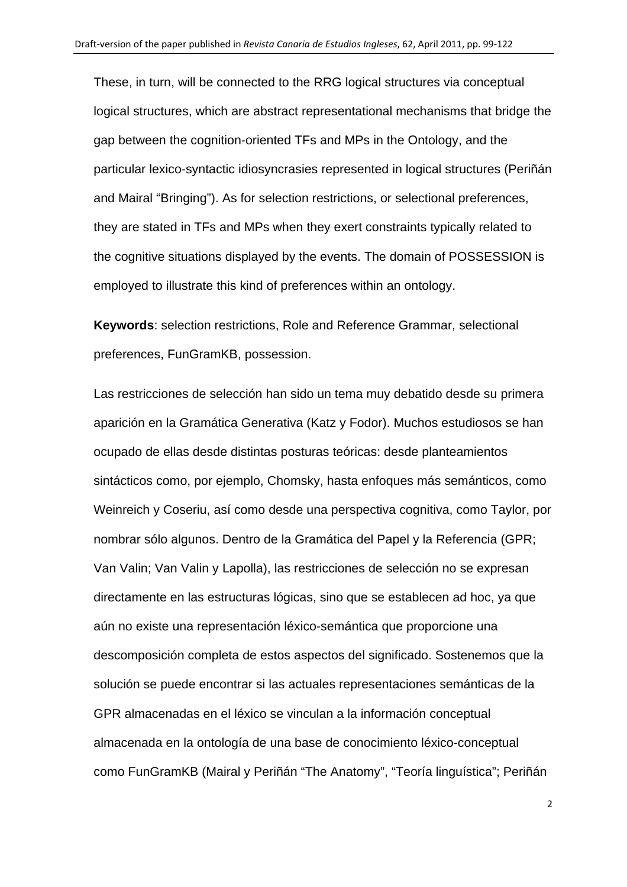These, in turn, will be connected to the RRG logical structures via conceptual logical structures, which are abstract representational mechanisms that bridge the gap between the cognition-oriented TFs and MPs in the Ontology, and the particular lexico-syntactic idiosyncrasies represented in logical structures (Periñán and Mairal "Bringing"). As for selection restrictions, or selectional preferences, they are stated in TFs and MPs when they exert constraints typically related to the cognitive situations displayed by the events. The domain of POSSESSION is employed to illustrate this kind of preferences within an ontology.

**Keywords**: selection restrictions, Role and Reference Grammar, selectional preferences, FunGramKB, possession.

Las restricciones de selección han sido un tema muy debatido desde su primera aparición en la Gramática Generativa (Katz y Fodor). Muchos estudiosos se han ocupado de ellas desde distintas posturas teóricas: desde planteamientos sintácticos como, por ejemplo, Chomsky, hasta enfoques más semánticos, como Weinreich y Coseriu, así como desde una perspectiva cognitiva, como Taylor, por nombrar sólo algunos. Dentro de la Gramática del Papel y la Referencia (GPR; Van Valin; Van Valin y Lapolla), las restricciones de selección no se expresan directamente en las estructuras lógicas, sino que se establecen ad hoc, ya que aún no existe una representación léxico-semántica que proporcione una descomposición completa de estos aspectos del significado. Sostenemos que la solución se puede encontrar si las actuales representaciones semánticas de la GPR almacenadas en el léxico se vinculan a la información conceptual almacenada en la ontología de una base de conocimiento léxico-conceptual como FunGramKB (Mairal y Periñán "The Anatomy", "Teoría linguística"; Periñán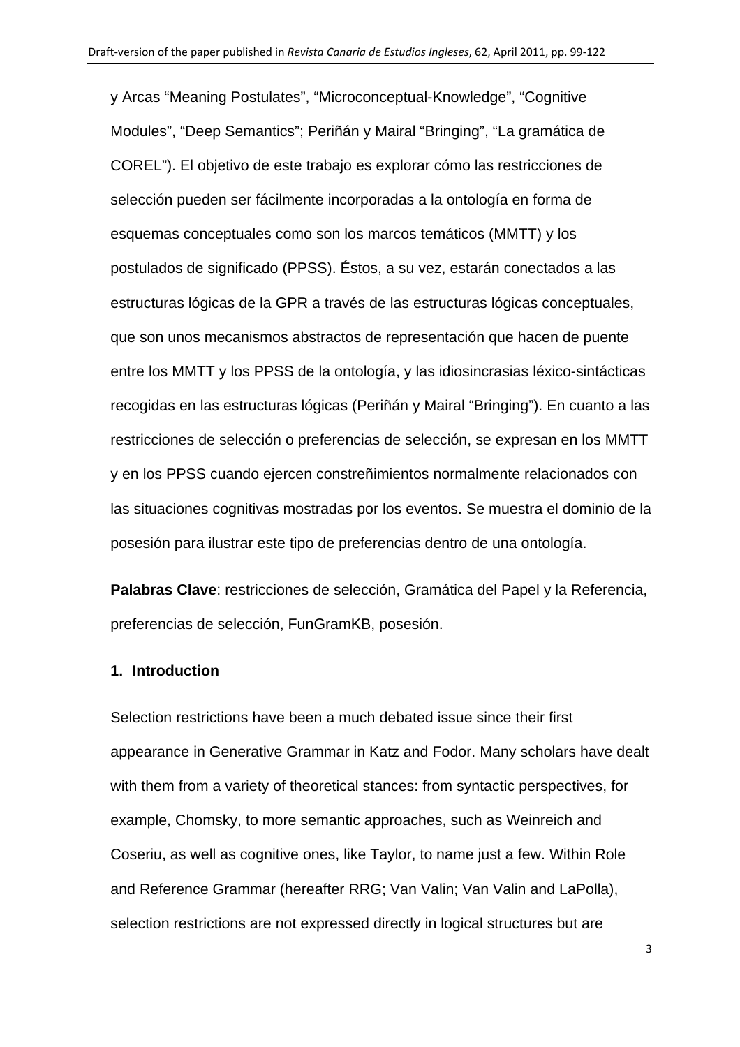y Arcas “Meaning Postulates”, “Microconceptual-Knowledge”, “Cognitive Modules”, “Deep Semantics”; Periñán y Mairal “Bringing”, “La gramática de COREL”). El objetivo de este trabajo es explorar cómo las restricciones de selección pueden ser fácilmente incorporadas a la ontología en forma de esquemas conceptuales como son los marcos temáticos (MMTT) y los postulados de significado (PPSS). Éstos, a su vez, estarán conectados a las estructuras lógicas de la GPR a través de las estructuras lógicas conceptuales, que son unos mecanismos abstractos de representación que hacen de puente entre los MMTT y los PPSS de la ontología, y las idiosincrasias léxico-sintácticas recogidas en las estructuras lógicas (Periñán y Mairal “Bringing”). En cuanto a las restricciones de selección o preferencias de selección, se expresan en los MMTT y en los PPSS cuando ejercen constreñimientos normalmente relacionados con las situaciones cognitivas mostradas por los eventos. Se muestra el dominio de la posesión para ilustrar este tipo de preferencias dentro de una ontología.

**Palabras Clave**: restricciones de selección, Gramática del Papel y la Referencia, preferencias de selección, FunGramKB, posesión.

## 1. Introduction

Selection restrictions have been a much debated issue since their first appearance in Generative Grammar in Katz and Fodor. Many scholars have dealt with them from a variety of theoretical stances: from syntactic perspectives, for example, Chomsky, to more semantic approaches, such as Weinreich and Coseriu, as well as cognitive ones, like Taylor, to name just a few. Within Role and Reference Grammar (hereafter RRG; Van Valin; Van Valin and LaPolla), selection restrictions are not expressed directly in logical structures but are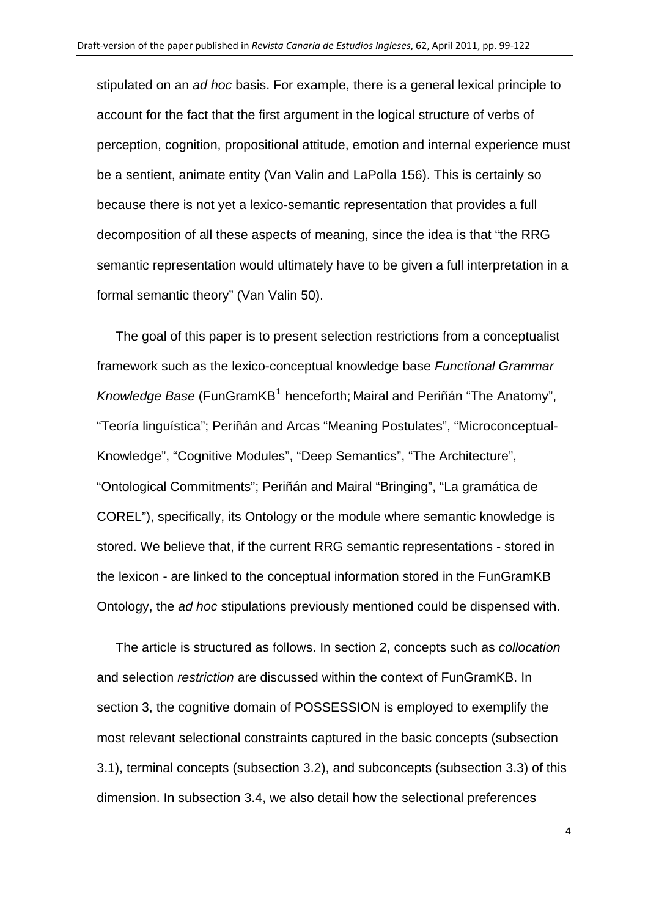stipulated on an *ad hoc* basis. For example, there is a general lexical principle to account for the fact that the first argument in the logical structure of verbs of perception, cognition, propositional attitude, emotion and internal experience must be a sentient, animate entity (Van Valin and LaPolla 156). This is certainly so because there is not yet a lexico-semantic representation that provides a full decomposition of all these aspects of meaning, since the idea is that "the RRG semantic representation would ultimately have to be given a full interpretation in a formal semantic theory" (Van Valin 50).

The goal of this paper is to present selection restrictions from a conceptualist framework such as the lexico-conceptual knowledge base *Functional Grammar Knowledge Base* (FunGramKB[1] henceforth; Mairal and Periñán "The Anatomy", "Teoría linguística"; Periñán and Arcas "Meaning Postulates", "Microconceptual-Knowledge", "Cognitive Modules", "Deep Semantics", "The Architecture", "Ontological Commitments"; Periñán and Mairal "Bringing", "La gramática de COREL"), specifically, its Ontology or the module where semantic knowledge is stored. We believe that, if the current RRG semantic representations - stored in the lexicon - are linked to the conceptual information stored in the FunGramKB Ontology, the *ad hoc* stipulations previously mentioned could be dispensed with.

The article is structured as follows. In section 2, concepts such as *collocation* and selection *restriction* are discussed within the context of FunGramKB. In section 3, the cognitive domain of POSSESSION is employed to exemplify the most relevant selectional constraints captured in the basic concepts (subsection 3.1), terminal concepts (subsection 3.2), and subconcepts (subsection 3.3) of this dimension. In subsection 3.4, we also detail how the selectional preferences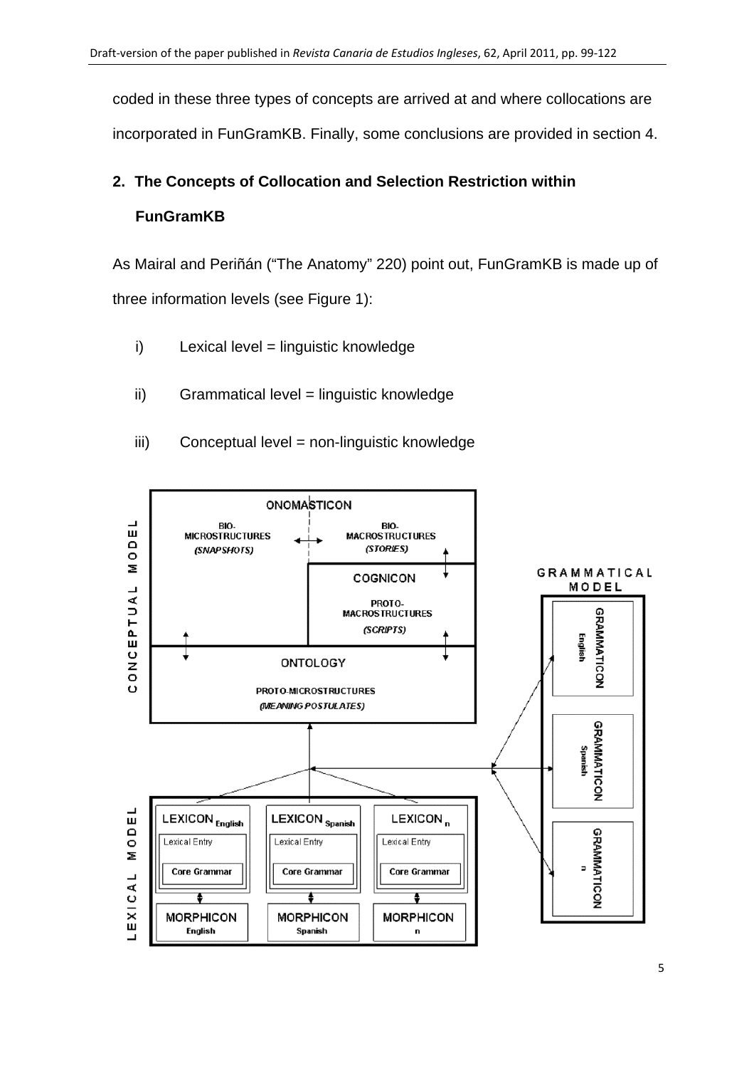coded in these three types of concepts are arrived at and where collocations are incorporated in FunGramKB. Finally, some conclusions are provided in section 4.

## 2. The Concepts of Collocation and Selection Restriction within FunGramKB

As Mairal and Periñán ("The Anatomy" 220) point out, FunGramKB is made up of three information levels (see Figure 1):

i) Lexical level = linguistic knowledge

ii) Grammatical level = linguistic knowledge

iii) Conceptual level = non-linguistic knowledge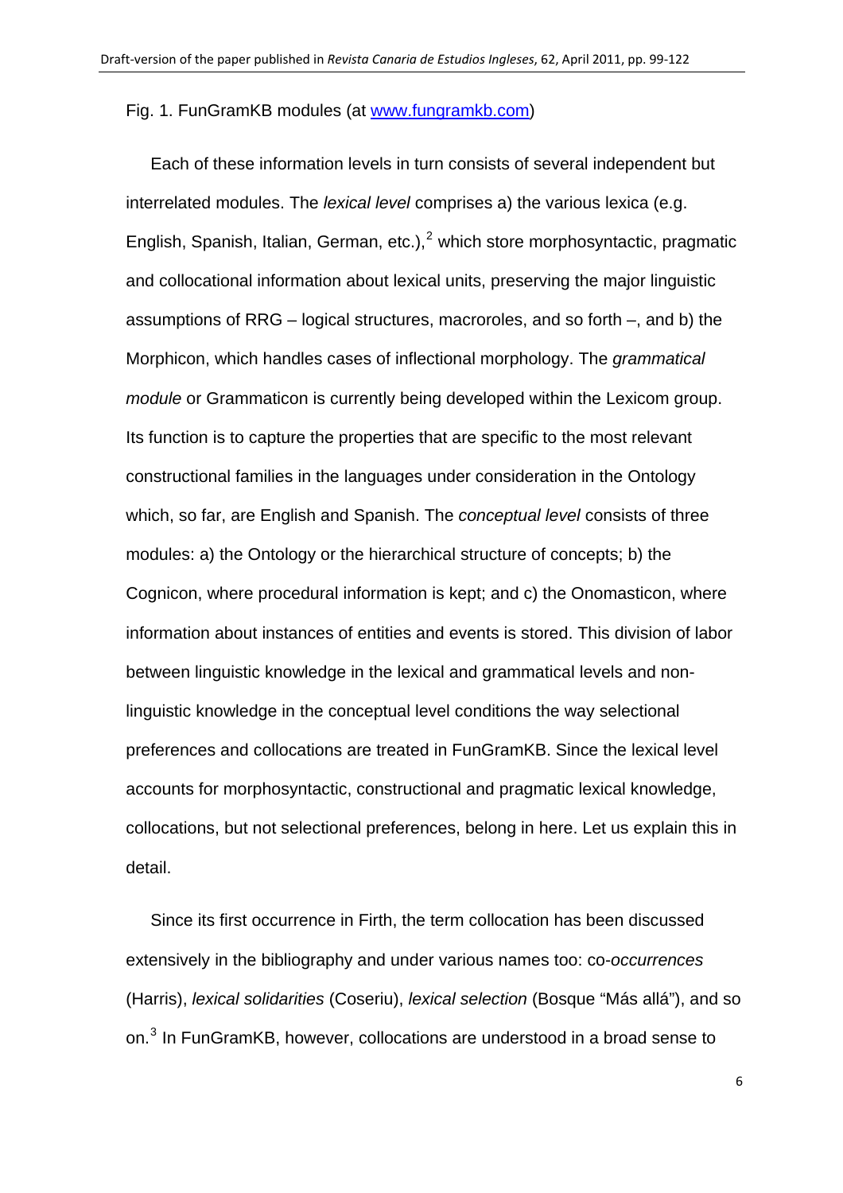Fig. 1. FunGramKB modules (at [www.fungramkb.com](http://www.fungramkb.com))

Each of these information levels in turn consists of several independent but interrelated modules. The *lexical level* comprises a) the various lexica (e.g. English, Spanish, Italian, German, etc.),[2] which store morphosyntactic, pragmatic and collocational information about lexical units, preserving the major linguistic assumptions of RRG – logical structures, macroroles, and so forth –, and b) the Morphicon, which handles cases of inflectional morphology. The *grammatical module* or Grammaticon is currently being developed within the Lexicom group. Its function is to capture the properties that are specific to the most relevant constructional families in the languages under consideration in the Ontology which, so far, are English and Spanish. The *conceptual level* consists of three modules: a) the Ontology or the hierarchical structure of concepts; b) the Cognicon, where procedural information is kept; and c) the Onomasticon, where information about instances of entities and events is stored. This division of labor between linguistic knowledge in the lexical and grammatical levels and non-linguistic knowledge in the conceptual level conditions the way selectional preferences and collocations are treated in FunGramKB. Since the lexical level accounts for morphosyntactic, constructional and pragmatic lexical knowledge, collocations, but not selectional preferences, belong in here. Let us explain this in detail.

Since its first occurrence in Firth, the term collocation has been discussed extensively in the bibliography and under various names too: co-*occurrences* (Harris), *lexical solidarities* (Coseriu), *lexical selection* (Bosque "Más allá"), and so on.[3] In FunGramKB, however, collocations are understood in a broad sense to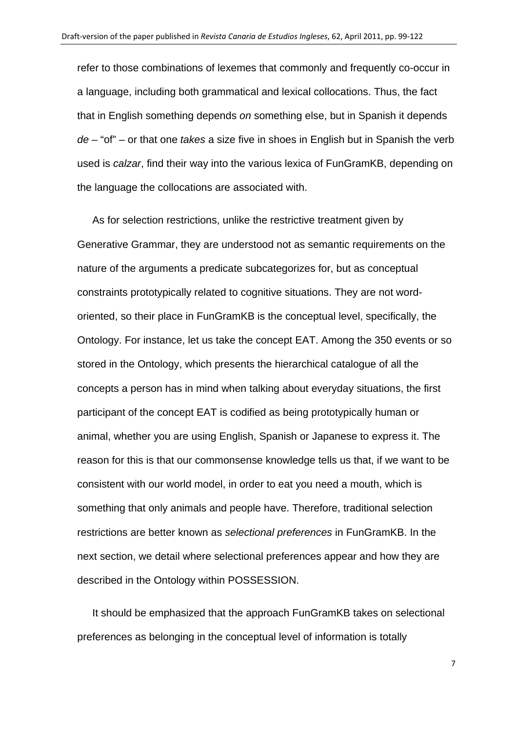refer to those combinations of lexemes that commonly and frequently co-occur in a language, including both grammatical and lexical collocations. Thus, the fact that in English something depends *on* something else, but in Spanish it depends *de* – "of" – or that one *takes* a size five in shoes in English but in Spanish the verb used is *calzar*, find their way into the various lexica of FunGramKB, depending on the language the collocations are associated with.

As for selection restrictions, unlike the restrictive treatment given by Generative Grammar, they are understood not as semantic requirements on the nature of the arguments a predicate subcategorizes for, but as conceptual constraints prototypically related to cognitive situations. They are not word-oriented, so their place in FunGramKB is the conceptual level, specifically, the Ontology. For instance, let us take the concept EAT. Among the 350 events or so stored in the Ontology, which presents the hierarchical catalogue of all the concepts a person has in mind when talking about everyday situations, the first participant of the concept EAT is codified as being prototypically human or animal, whether you are using English, Spanish or Japanese to express it. The reason for this is that our commonsense knowledge tells us that, if we want to be consistent with our world model, in order to eat you need a mouth, which is something that only animals and people have. Therefore, traditional selection restrictions are better known as *selectional preferences* in FunGramKB. In the next section, we detail where selectional preferences appear and how they are described in the Ontology within POSSESSION.

It should be emphasized that the approach FunGramKB takes on selectional preferences as belonging in the conceptual level of information is totally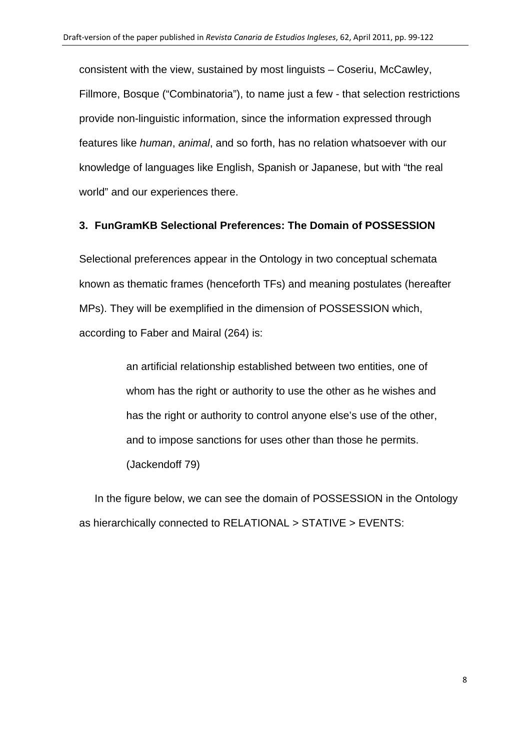consistent with the view, sustained by most linguists – Coseriu, McCawley, Fillmore, Bosque ("Combinatoria"), to name just a few - that selection restrictions provide non-linguistic information, since the information expressed through features like *human*, *animal*, and so forth, has no relation whatsoever with our knowledge of languages like English, Spanish or Japanese, but with "the real world" and our experiences there.

## 3. FunGramKB Selectional Preferences: The Domain of POSSESSION

Selectional preferences appear in the Ontology in two conceptual schemata known as thematic frames (henceforth TFs) and meaning postulates (hereafter MPs). They will be exemplified in the dimension of POSSESSION which, according to Faber and Mairal (264) is:

> an artificial relationship established between two entities, one of whom has the right or authority to use the other as he wishes and has the right or authority to control anyone else's use of the other, and to impose sanctions for uses other than those he permits. (Jackendoff 79)

In the figure below, we can see the domain of POSSESSION in the Ontology as hierarchically connected to RELATIONAL > STATIVE > EVENTS: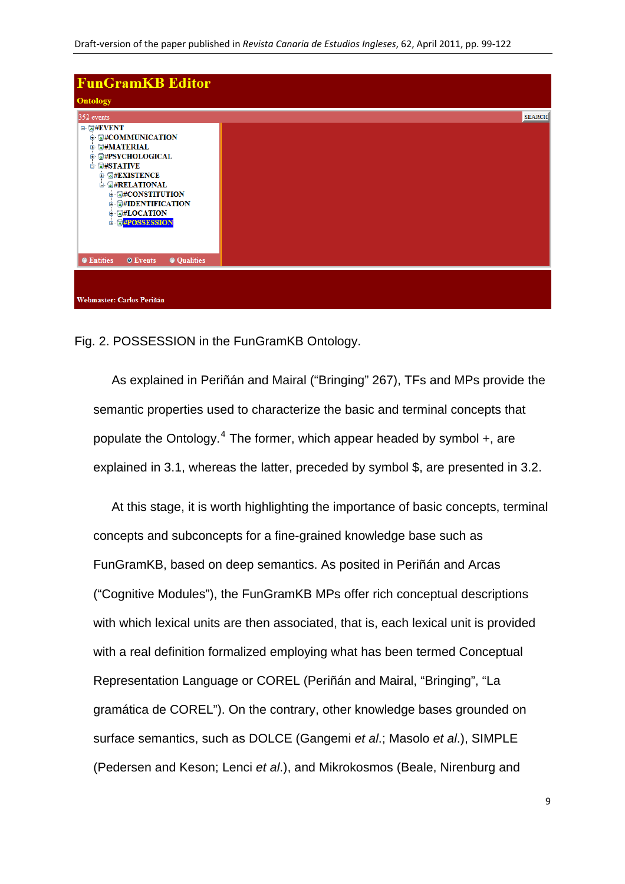Fig. 2. POSSESSION in the FunGramKB Ontology.

As explained in Periñán and Mairal (“Bringing” 267), TFs and MPs provide the semantic properties used to characterize the basic and terminal concepts that populate the Ontology.[4] The former, which appear headed by symbol +, are explained in 3.1, whereas the latter, preceded by symbol $, are presented in 3.2.

At this stage, it is worth highlighting the importance of basic concepts, terminal concepts and subconcepts for a fine-grained knowledge base such as FunGramKB, based on deep semantics. As posited in Periñán and Arcas (“Cognitive Modules”), the FunGramKB MPs offer rich conceptual descriptions with which lexical units are then associated, that is, each lexical unit is provided with a real definition formalized employing what has been termed Conceptual Representation Language or COREL (Periñán and Mairal, “Bringing”, “La gramática de COREL”). On the contrary, other knowledge bases grounded on surface semantics, such as DOLCE (Gangemi *et al*.; Masolo *et al*.), SIMPLE (Pedersen and Keson; Lenci *et al*.), and Mikrokosmos (Beale, Nirenburg and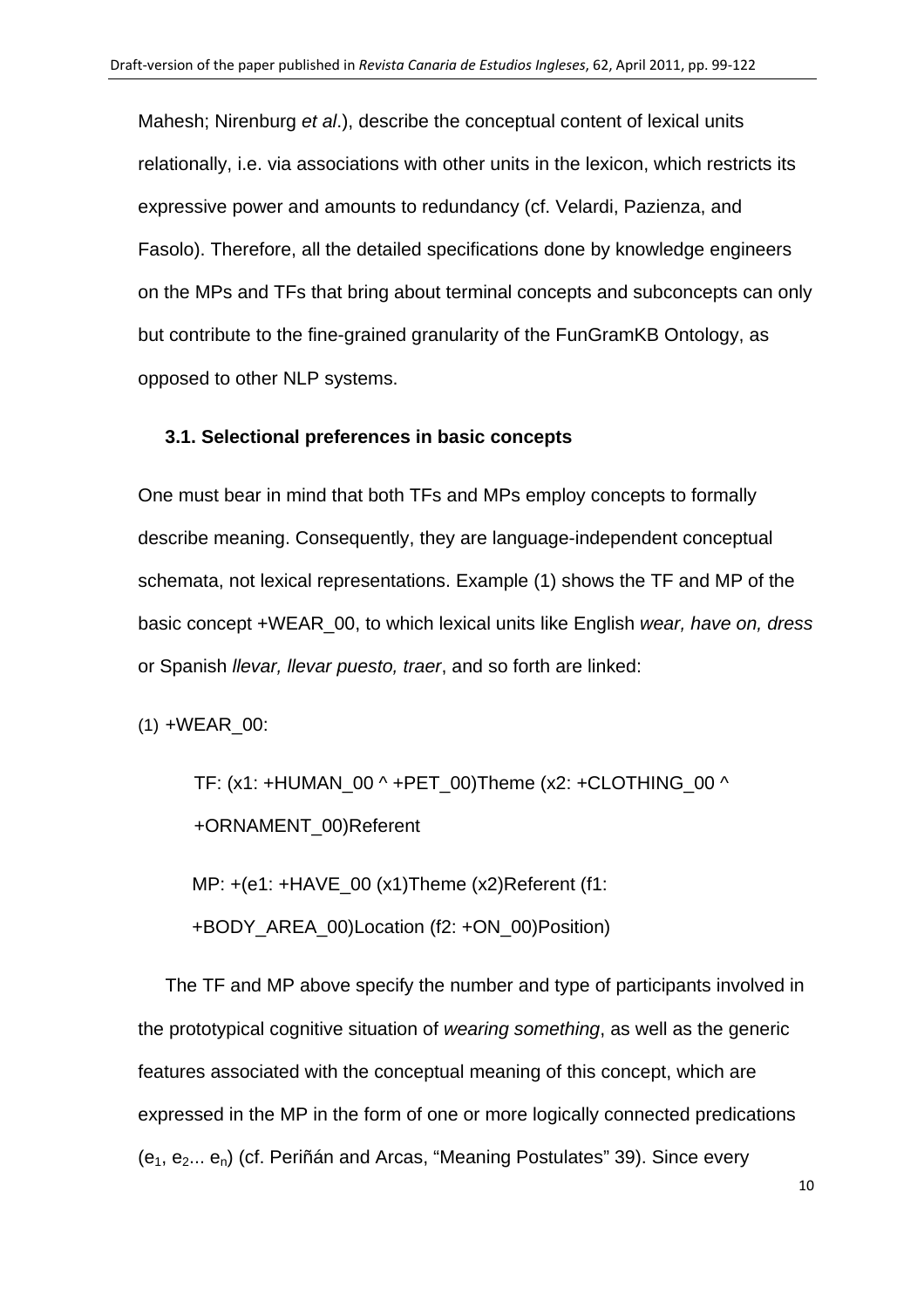Mahesh; Nirenburg *et al*.), describe the conceptual content of lexical units relationally, i.e. via associations with other units in the lexicon, which restricts its expressive power and amounts to redundancy (cf. Velardi, Pazienza, and Fasolo). Therefore, all the detailed specifications done by knowledge engineers on the MPs and TFs that bring about terminal concepts and subconcepts can only but contribute to the fine-grained granularity of the FunGramKB Ontology, as opposed to other NLP systems.

### 3.1. Selectional preferences in basic concepts

One must bear in mind that both TFs and MPs employ concepts to formally describe meaning. Consequently, they are language-independent conceptual schemata, not lexical representations. Example (1) shows the TF and MP of the basic concept +WEAR_00, to which lexical units like English *wear, have on, dress* or Spanish *llevar, llevar puesto, traer*, and so forth are linked:

(1) +WEAR_00:

TF: (x1: +HUMAN_00 ^ +PET_00)Theme (x2: +CLOTHING_00 ^ +ORNAMENT_00)Referent

MP: +(e1: +HAVE_00 (x1)Theme (x2)Referent (f1: +BODY_AREA_00)Location (f2: +ON_00)Position)

The TF and MP above specify the number and type of participants involved in the prototypical cognitive situation of *wearing something*, as well as the generic features associated with the conceptual meaning of this concept, which are expressed in the MP in the form of one or more logically connected predications ($e_1$, $e_2$... $e_n$) (cf. Periñán and Arcas, "Meaning Postulates" 39). Since every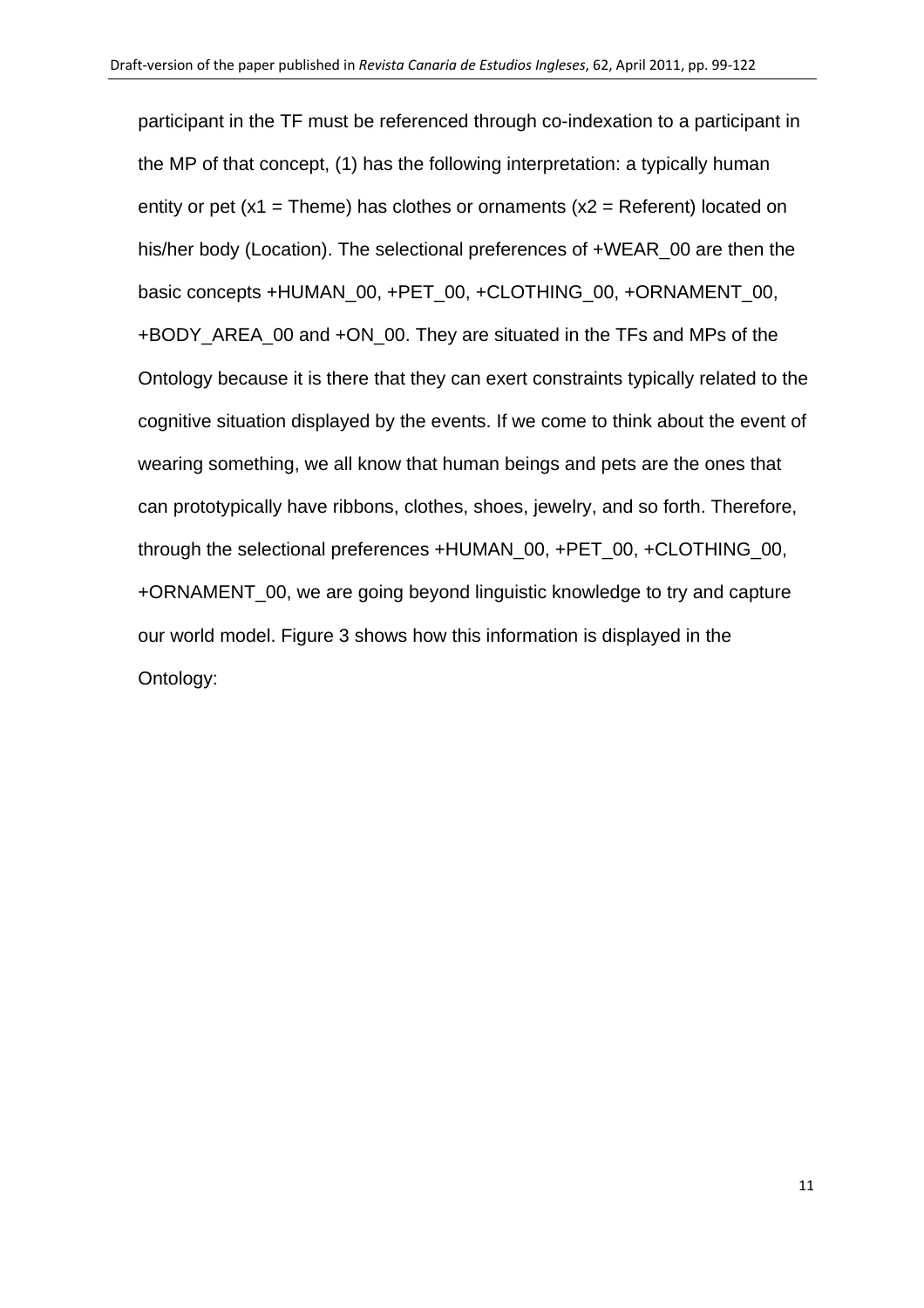participant in the TF must be referenced through co-indexation to a participant in the MP of that concept, (1) has the following interpretation: a typically human entity or pet (x1 = Theme) has clothes or ornaments (x2 = Referent) located on his/her body (Location). The selectional preferences of +WEAR_00 are then the basic concepts +HUMAN_00, +PET_00, +CLOTHING_00, +ORNAMENT_00, +BODY_AREA_00 and +ON_00. They are situated in the TFs and MPs of the Ontology because it is there that they can exert constraints typically related to the cognitive situation displayed by the events. If we come to think about the event of wearing something, we all know that human beings and pets are the ones that can prototypically have ribbons, clothes, shoes, jewelry, and so forth. Therefore, through the selectional preferences +HUMAN_00, +PET_00, +CLOTHING_00, +ORNAMENT_00, we are going beyond linguistic knowledge to try and capture our world model. Figure 3 shows how this information is displayed in the Ontology: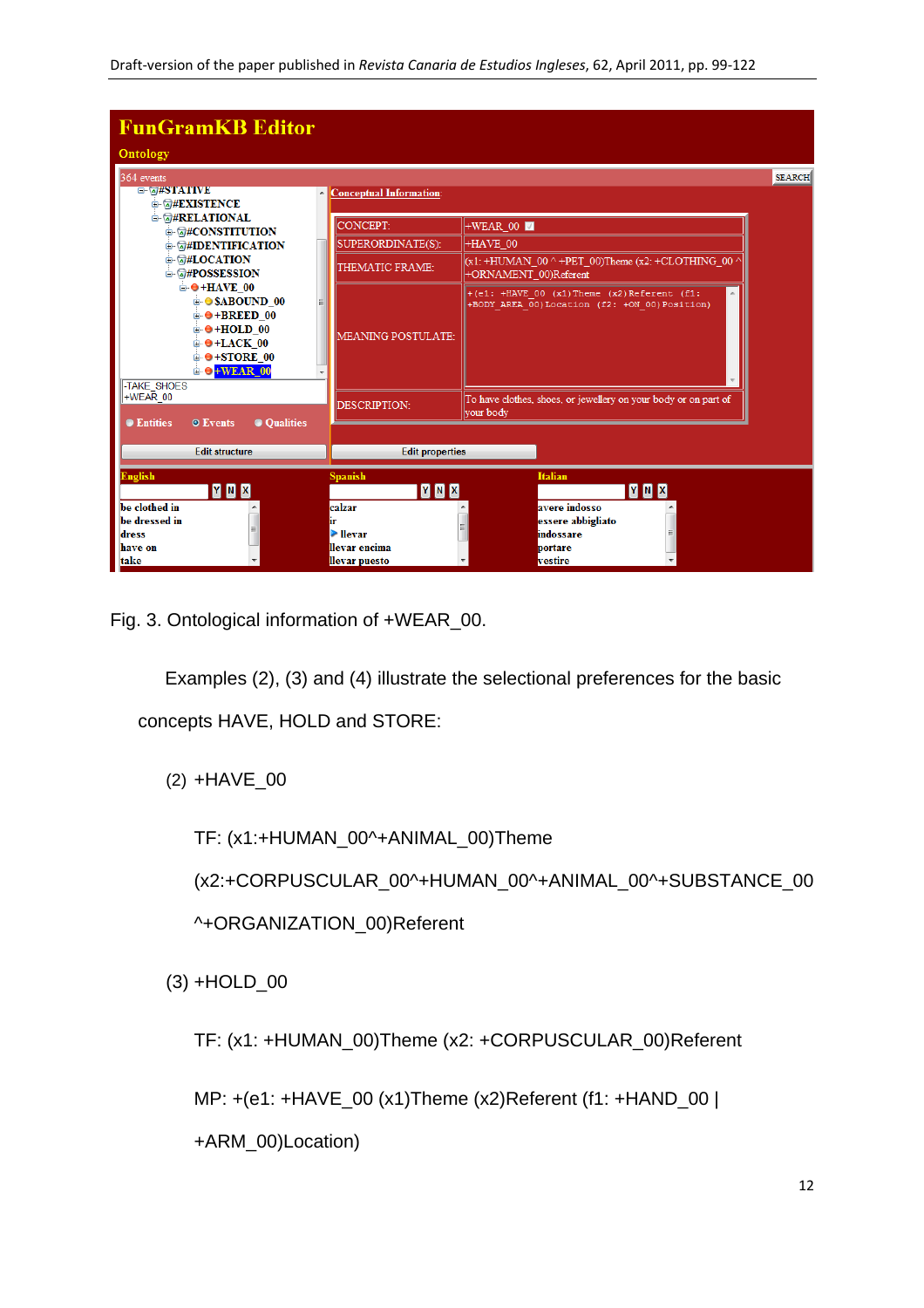Fig. 3. Ontological information of +WEAR_00.

Examples (2), (3) and (4) illustrate the selectional preferences for the basic concepts HAVE, HOLD and STORE:

(2) +HAVE_00

TF: (x1:+HUMAN_00^+ANIMAL_00)Theme (x2:+CORPUSCULAR_00^+HUMAN_00^+ANIMAL_00^+SUBSTANCE_00^+ORGANIZATION_00)Referent

(3) +HOLD_00

TF: (x1: +HUMAN_00)Theme (x2: +CORPUSCULAR_00)Referent

MP: +(e1: +HAVE_00 (x1)Theme (x2)Referent (f1: +HAND_00 | +ARM_00)Location)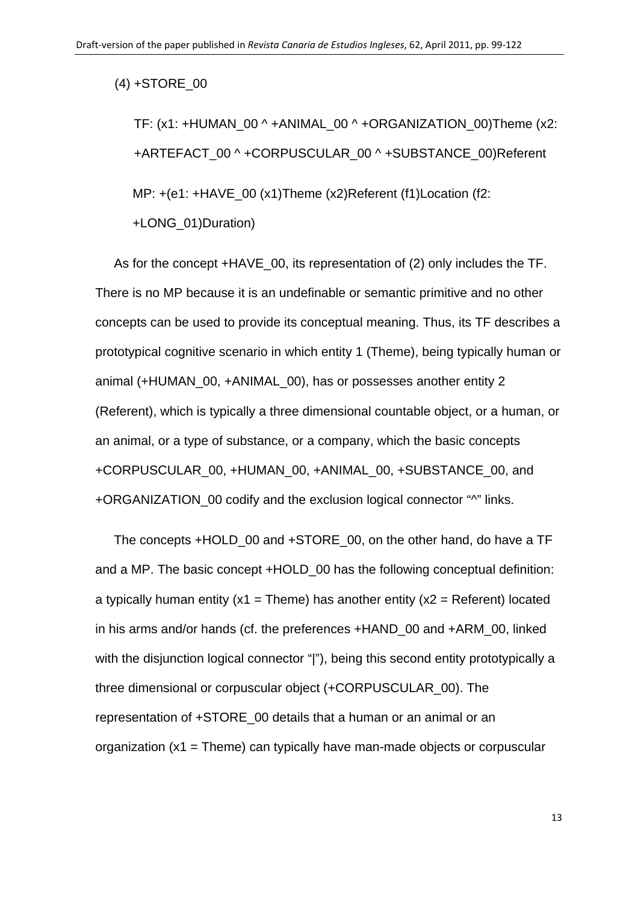(4) +STORE_00

TF: (x1: +HUMAN_00 ^ +ANIMAL_00 ^ +ORGANIZATION_00)Theme (x2: +ARTEFACT_00 ^ +CORPUSCULAR_00 ^ +SUBSTANCE_00)Referent

MP: +(e1: +HAVE_00 (x1)Theme (x2)Referent (f1)Location (f2: +LONG_01)Duration)

As for the concept +HAVE_00, its representation of (2) only includes the TF. There is no MP because it is an undefinable or semantic primitive and no other concepts can be used to provide its conceptual meaning. Thus, its TF describes a prototypical cognitive scenario in which entity 1 (Theme), being typically human or animal (+HUMAN_00, +ANIMAL_00), has or possesses another entity 2 (Referent), which is typically a three dimensional countable object, or a human, or an animal, or a type of substance, or a company, which the basic concepts +CORPUSCULAR_00, +HUMAN_00, +ANIMAL_00, +SUBSTANCE_00, and +ORGANIZATION_00 codify and the exclusion logical connector "^" links.

The concepts +HOLD_00 and +STORE_00, on the other hand, do have a TF and a MP. The basic concept +HOLD_00 has the following conceptual definition: a typically human entity (x1 = Theme) has another entity (x2 = Referent) located in his arms and/or hands (cf. the preferences +HAND_00 and +ARM_00, linked with the disjunction logical connector "|"), being this second entity prototypically a three dimensional or corpuscular object (+CORPUSCULAR_00). The representation of +STORE_00 details that a human or an animal or an organization (x1 = Theme) can typically have man-made objects or corpuscular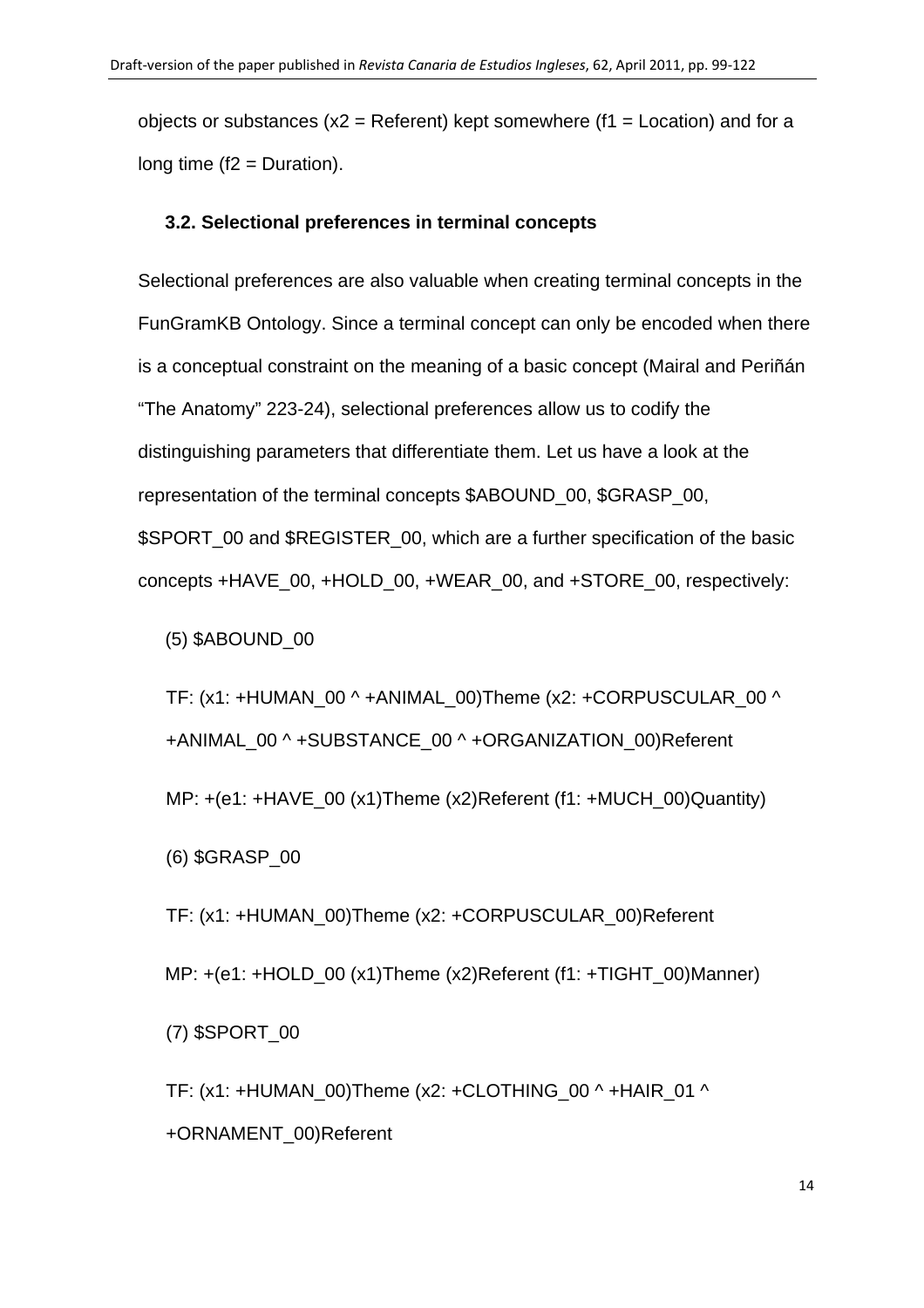objects or substances (x2 = Referent) kept somewhere (f1 = Location) and for a long time (f2 = Duration).

### 3.2. Selectional preferences in terminal concepts

Selectional preferences are also valuable when creating terminal concepts in the FunGramKB Ontology. Since a terminal concept can only be encoded when there is a conceptual constraint on the meaning of a basic concept (Mairal and Periñán "The Anatomy" 223-24), selectional preferences allow us to codify the distinguishing parameters that differentiate them. Let us have a look at the representation of the terminal concepts $ABOUND_00, $GRASP_00, $SPORT_00 and $REGISTER_00, which are a further specification of the basic concepts +HAVE_00, +HOLD_00, +WEAR_00, and +STORE_00, respectively:

(5) $ABOUND_00

TF: (x1: +HUMAN_00 ^ +ANIMAL_00)Theme (x2: +CORPUSCULAR_00 ^ +ANIMAL_00 ^ +SUBSTANCE_00 ^ +ORGANIZATION_00)Referent

MP: +(e1: +HAVE_00 (x1)Theme (x2)Referent (f1: +MUCH_00)Quantity)

(6) $GRASP_00

TF: (x1: +HUMAN_00)Theme (x2: +CORPUSCULAR_00)Referent

MP: +(e1: +HOLD_00 (x1)Theme (x2)Referent (f1: +TIGHT_00)Manner)

(7) $SPORT_00

TF: (x1: +HUMAN_00)Theme (x2: +CLOTHING_00 ^ +HAIR_01 ^ +ORNAMENT_00)Referent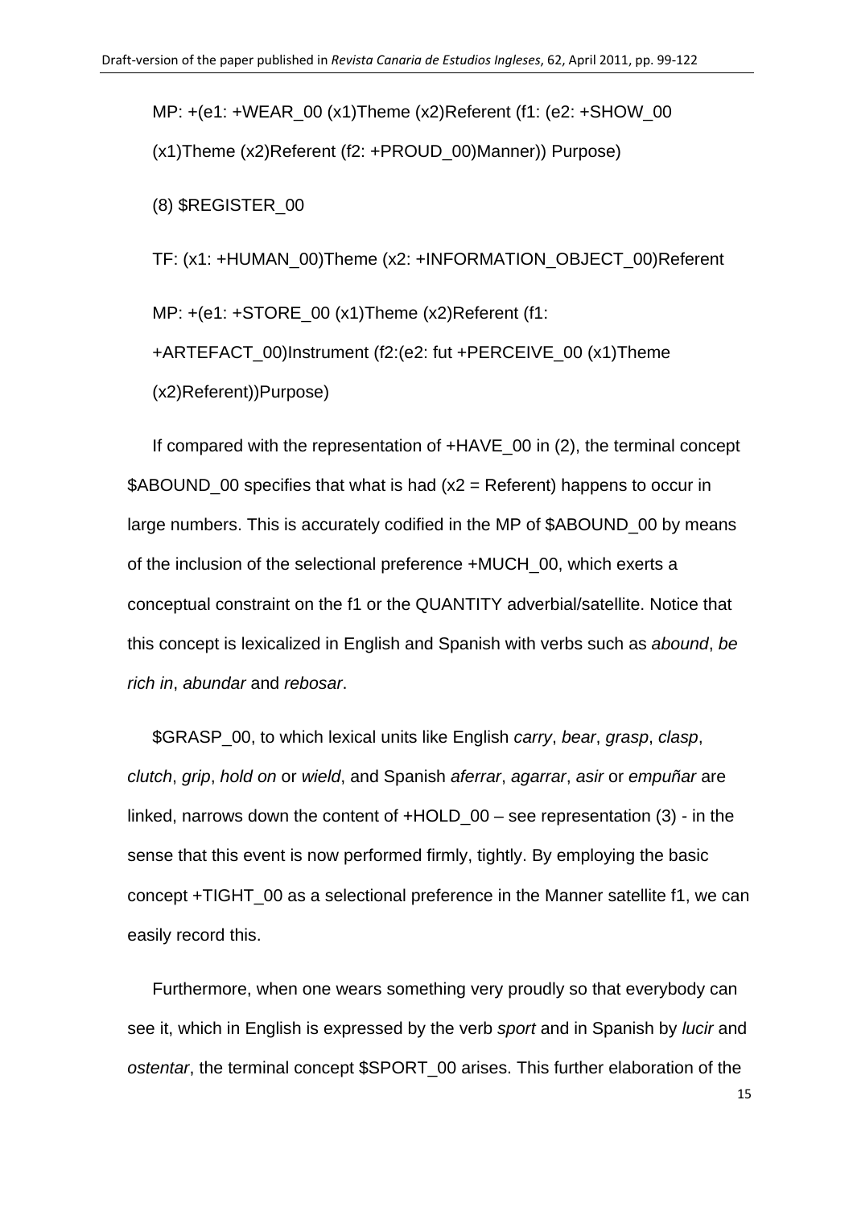MP: +(e1: +WEAR_00 (x1)Theme (x2)Referent (f1: (e2: +SHOW_00 (x1)Theme (x2)Referent (f2: +PROUD_00)Manner)) Purpose)

(8) $REGISTER_00

TF: (x1: +HUMAN_00)Theme (x2: +INFORMATION_OBJECT_00)Referent

MP: +(e1: +STORE_00 (x1)Theme (x2)Referent (f1: +ARTEFACT_00)Instrument (f2:(e2: fut +PERCEIVE_00 (x1)Theme (x2)Referent))Purpose)

If compared with the representation of +HAVE_00 in (2), the terminal concept $ABOUND_00 specifies that what is had (x2 = Referent) happens to occur in large numbers. This is accurately codified in the MP of $ABOUND_00 by means of the inclusion of the selectional preference +MUCH_00, which exerts a conceptual constraint on the f1 or the QUANTITY adverbial/satellite. Notice that this concept is lexicalized in English and Spanish with verbs such as *abound*, *be rich in*, *abundar* and *rebosar*.

$GRASP_00, to which lexical units like English *carry*, *bear*, *grasp*, *clasp*, *clutch*, *grip*, *hold on* or *wield*, and Spanish *aferrar*, *agarrar*, *asir* or *empuñar* are linked, narrows down the content of +HOLD_00 – see representation (3) - in the sense that this event is now performed firmly, tightly. By employing the basic concept +TIGHT_00 as a selectional preference in the Manner satellite f1, we can easily record this.

Furthermore, when one wears something very proudly so that everybody can see it, which in English is expressed by the verb *sport* and in Spanish by *lucir* and *ostentar*, the terminal concept $SPORT_00 arises. This further elaboration of the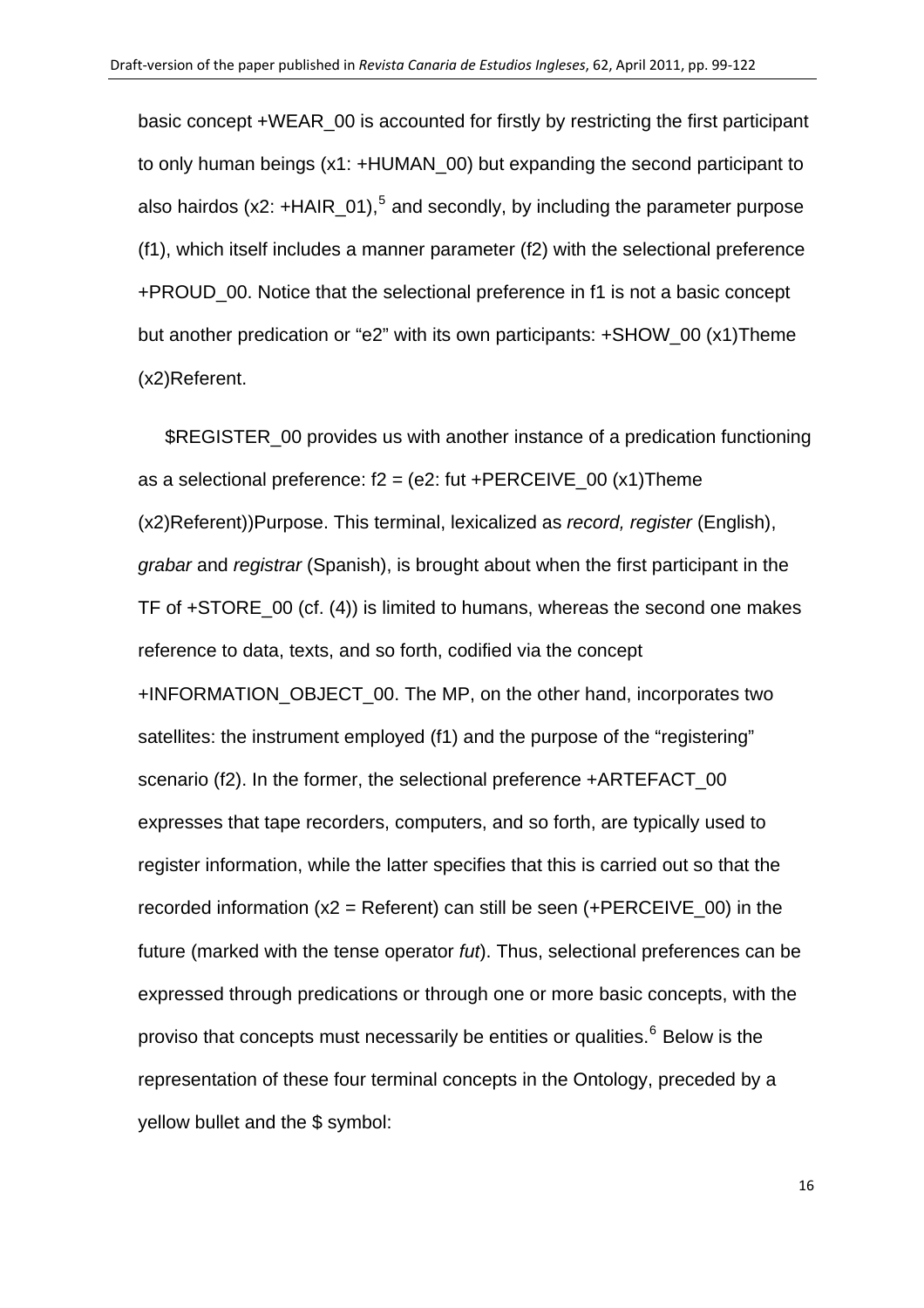basic concept +WEAR_00 is accounted for firstly by restricting the first participant to only human beings (x1: +HUMAN_00) but expanding the second participant to also hairdos (x2: +HAIR_01),[5] and secondly, by including the parameter purpose (f1), which itself includes a manner parameter (f2) with the selectional preference +PROUD_00. Notice that the selectional preference in f1 is not a basic concept but another predication or "e2" with its own participants: +SHOW_00 (x1)Theme (x2)Referent.

$REGISTER_00 provides us with another instance of a predication functioning as a selectional preference: f2 = (e2: fut +PERCEIVE_00 (x1)Theme (x2)Referent))Purpose. This terminal, lexicalized as *record, register* (English), *grabar* and *registrar* (Spanish), is brought about when the first participant in the TF of +STORE_00 (cf. (4)) is limited to humans, whereas the second one makes reference to data, texts, and so forth, codified via the concept +INFORMATION_OBJECT_00. The MP, on the other hand, incorporates two satellites: the instrument employed (f1) and the purpose of the "registering" scenario (f2). In the former, the selectional preference +ARTEFACT_00 expresses that tape recorders, computers, and so forth, are typically used to register information, while the latter specifies that this is carried out so that the recorded information (x2 = Referent) can still be seen (+PERCEIVE_00) in the future (marked with the tense operator *fut*). Thus, selectional preferences can be expressed through predications or through one or more basic concepts, with the proviso that concepts must necessarily be entities or qualities.[6] Below is the representation of these four terminal concepts in the Ontology, preceded by a yellow bullet and the $ symbol: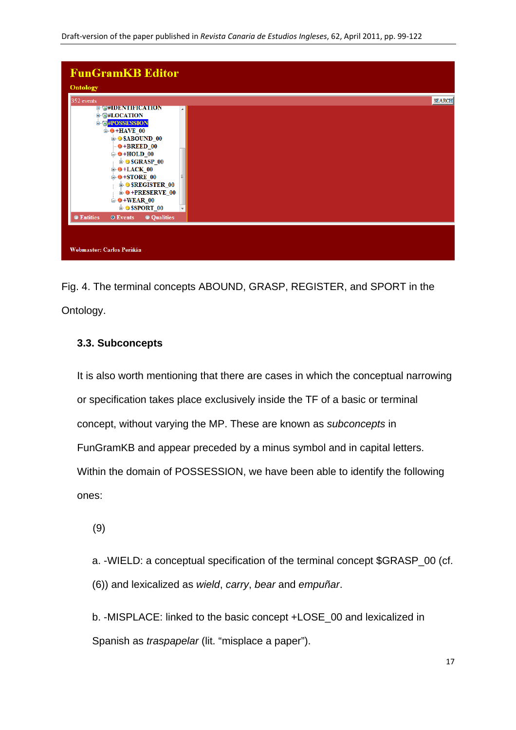Fig. 4. The terminal concepts ABOUND, GRASP, REGISTER, and SPORT in the Ontology.

### 3.3. Subconcepts

It is also worth mentioning that there are cases in which the conceptual narrowing or specification takes place exclusively inside the TF of a basic or terminal concept, without varying the MP. These are known as *subconcepts* in FunGramKB and appear preceded by a minus symbol and in capital letters. Within the domain of POSSESSION, we have been able to identify the following ones:

(9)

a. -WIELD: a conceptual specification of the terminal concept $GRASP_00 (cf. (6)) and lexicalized as *wield*, *carry*, *bear* and *empuñar*.

b. -MISPLACE: linked to the basic concept +LOSE_00 and lexicalized in Spanish as *traspapelar* (lit. “misplace a paper”).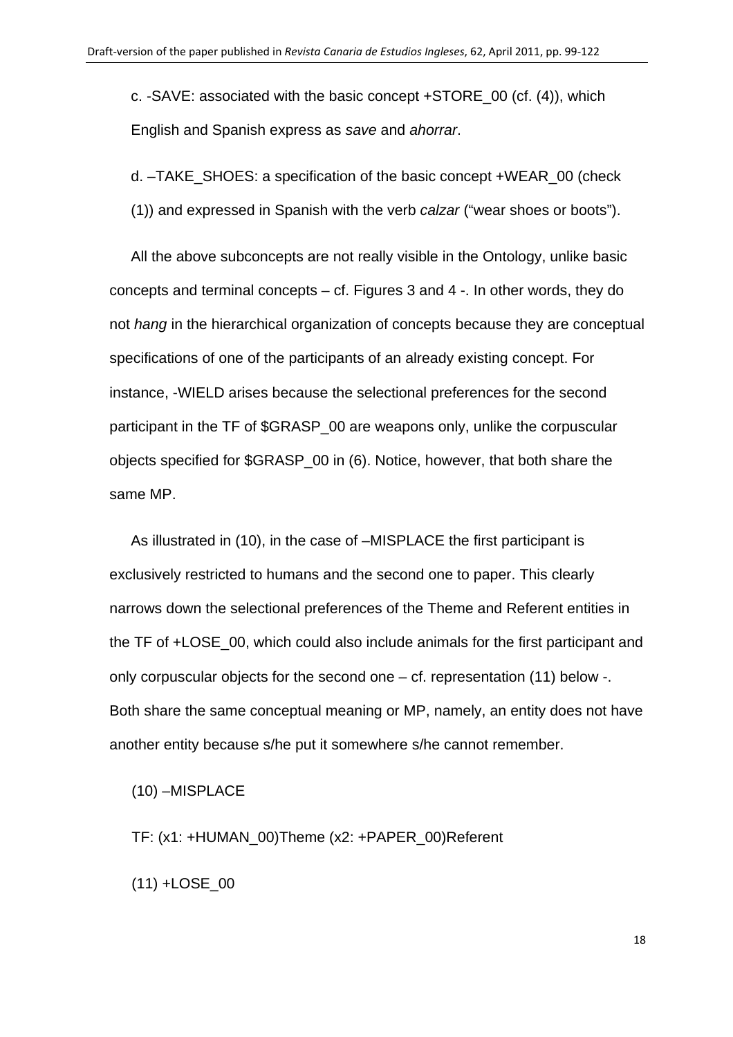c. -SAVE: associated with the basic concept +STORE_00 (cf. (4)), which English and Spanish express as *save* and *ahorrar*.

d. –TAKE_SHOES: a specification of the basic concept +WEAR_00 (check (1)) and expressed in Spanish with the verb *calzar* ("wear shoes or boots").

All the above subconcepts are not really visible in the Ontology, unlike basic concepts and terminal concepts – cf. Figures 3 and 4 -. In other words, they do not *hang* in the hierarchical organization of concepts because they are conceptual specifications of one of the participants of an already existing concept. For instance, -WIELD arises because the selectional preferences for the second participant in the TF of $GRASP_00 are weapons only, unlike the corpuscular objects specified for $GRASP_00 in (6). Notice, however, that both share the same MP.

As illustrated in (10), in the case of –MISPLACE the first participant is exclusively restricted to humans and the second one to paper. This clearly narrows down the selectional preferences of the Theme and Referent entities in the TF of +LOSE_00, which could also include animals for the first participant and only corpuscular objects for the second one – cf. representation (11) below -. Both share the same conceptual meaning or MP, namely, an entity does not have another entity because s/he put it somewhere s/he cannot remember.

(10) –MISPLACE

TF: (x1: +HUMAN_00)Theme (x2: +PAPER_00)Referent

(11) +LOSE_00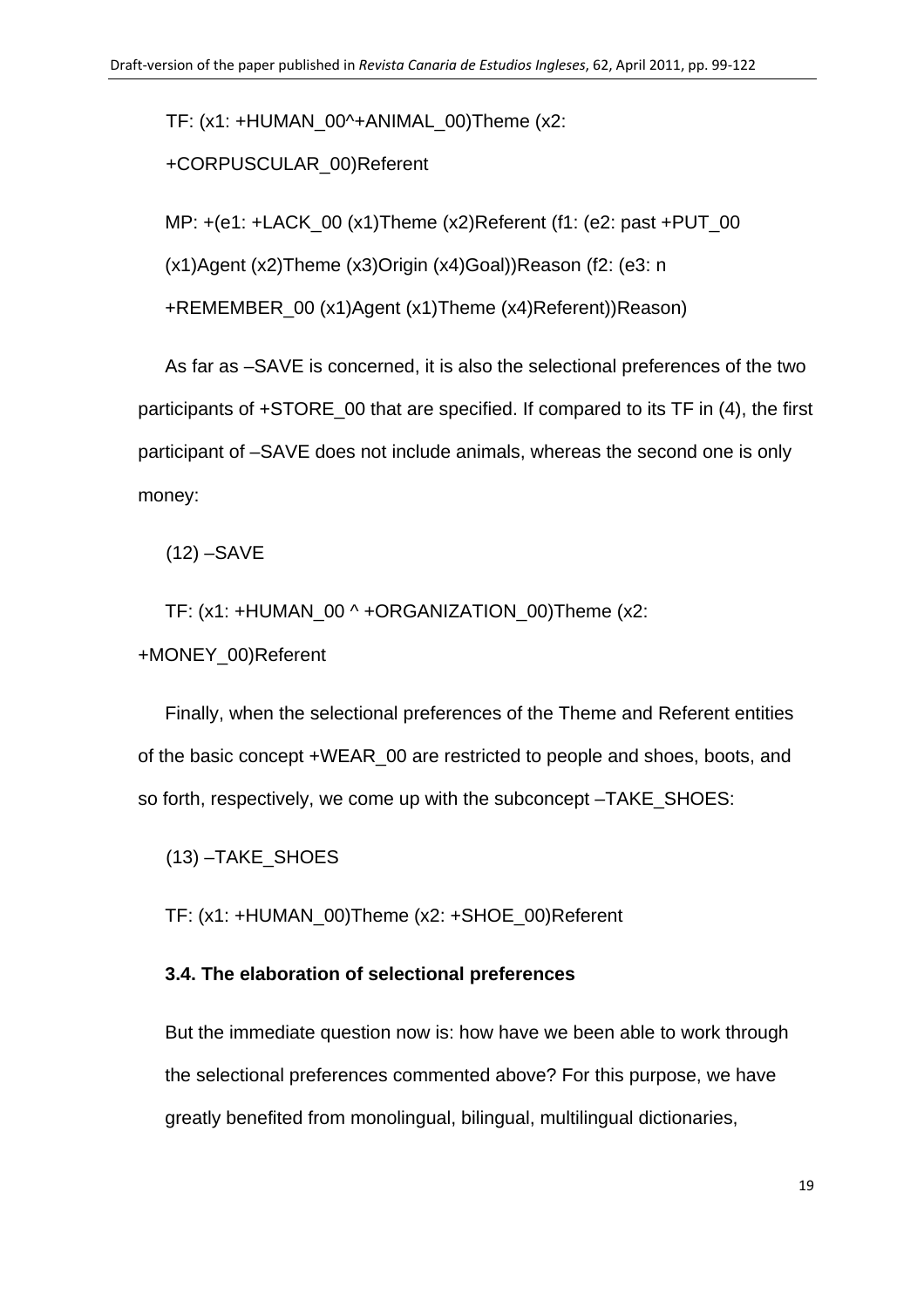TF: (x1: +HUMAN_00^+ANIMAL_00)Theme (x2: +CORPUSCULAR_00)Referent

MP: +(e1: +LACK_00 (x1)Theme (x2)Referent (f1: (e2: past +PUT_00 (x1)Agent (x2)Theme (x3)Origin (x4)Goal))Reason (f2: (e3: n +REMEMBER_00 (x1)Agent (x1)Theme (x4)Referent))Reason)

As far as –SAVE is concerned, it is also the selectional preferences of the two participants of +STORE_00 that are specified. If compared to its TF in (4), the first participant of –SAVE does not include animals, whereas the second one is only money:

(12) –SAVE

TF: (x1: +HUMAN_00 ^ +ORGANIZATION_00)Theme (x2: +MONEY_00)Referent

Finally, when the selectional preferences of the Theme and Referent entities of the basic concept +WEAR_00 are restricted to people and shoes, boots, and so forth, respectively, we come up with the subconcept –TAKE_SHOES:

(13) –TAKE_SHOES

TF: (x1: +HUMAN_00)Theme (x2: +SHOE_00)Referent

### 3.4. The elaboration of selectional preferences

But the immediate question now is: how have we been able to work through the selectional preferences commented above? For this purpose, we have greatly benefited from monolingual, bilingual, multilingual dictionaries,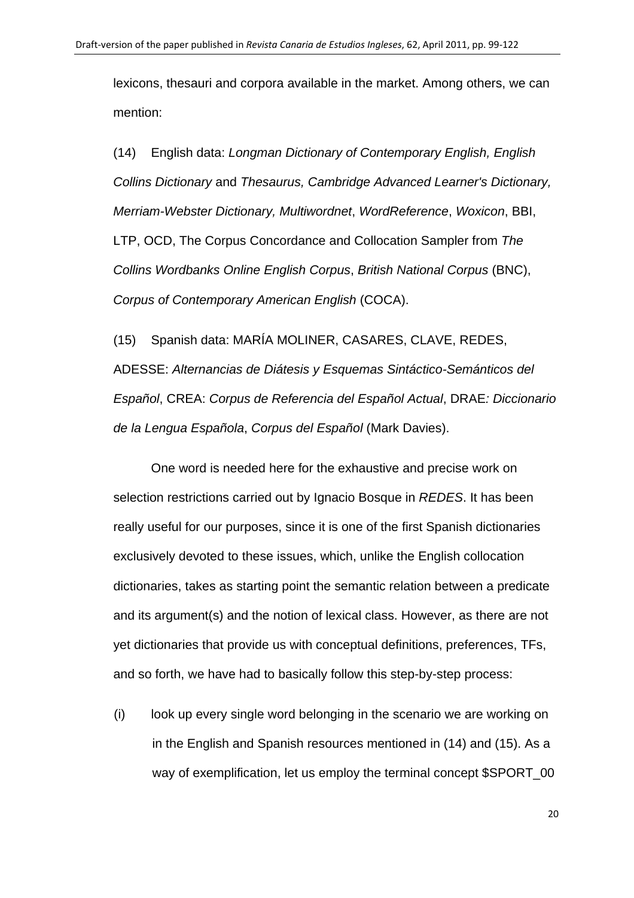lexicons, thesauri and corpora available in the market. Among others, we can mention:

(14) English data: *Longman Dictionary of Contemporary English, English Collins Dictionary* and *Thesaurus, Cambridge Advanced Learner's Dictionary, Merriam-Webster Dictionary, Multiwordnet*, *WordReference*, *Woxicon*, BBI, LTP, OCD, The Corpus Concordance and Collocation Sampler from *The Collins Wordbanks Online English Corpus*, *British National Corpus* (BNC), *Corpus of Contemporary American English* (COCA).

(15) Spanish data: MARÍA MOLINER, CASARES, CLAVE, REDES, ADESSE: *Alternancias de Diátesis y Esquemas Sintáctico-Semánticos del Español*, CREA: *Corpus de Referencia del Español Actual*, DRAE*: Diccionario de la Lengua Española*, *Corpus del Español* (Mark Davies).

One word is needed here for the exhaustive and precise work on selection restrictions carried out by Ignacio Bosque in *REDES*. It has been really useful for our purposes, since it is one of the first Spanish dictionaries exclusively devoted to these issues, which, unlike the English collocation dictionaries, takes as starting point the semantic relation between a predicate and its argument(s) and the notion of lexical class. However, as there are not yet dictionaries that provide us with conceptual definitions, preferences, TFs, and so forth, we have had to basically follow this step-by-step process:

(i) look up every single word belonging in the scenario we are working on in the English and Spanish resources mentioned in (14) and (15). As a way of exemplification, let us employ the terminal concept $SPORT_00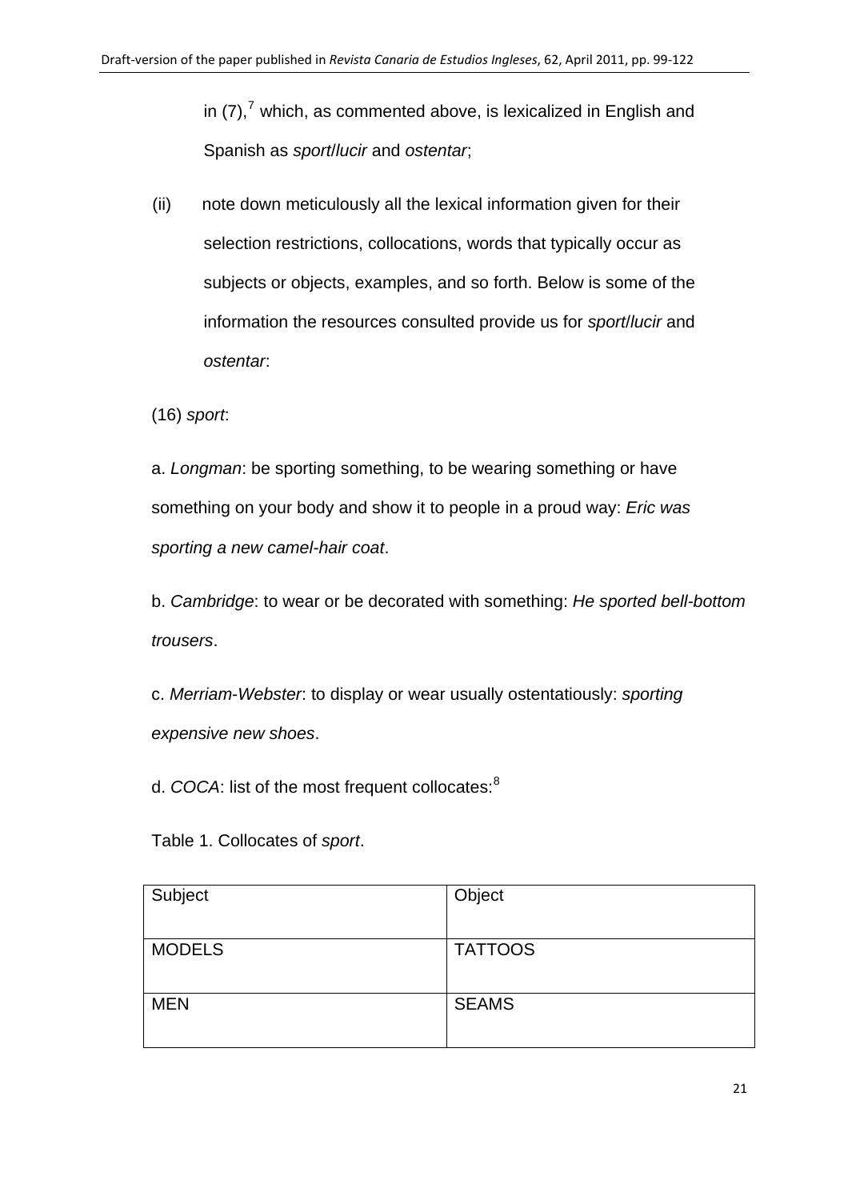in (7),[7] which, as commented above, is lexicalized in English and Spanish as *sport*/*lucir* and *ostentar*;

(ii) note down meticulously all the lexical information given for their selection restrictions, collocations, words that typically occur as subjects or objects, examples, and so forth. Below is some of the information the resources consulted provide us for *sport*/*lucir* and *ostentar*:

(16) *sport*:

a. *Longman*: be sporting something, to be wearing something or have something on your body and show it to people in a proud way: *Eric was sporting a new camel-hair coat*.

b. *Cambridge*: to wear or be decorated with something: *He sported bell-bottom trousers*.

c. *Merriam-Webster*: to display or wear usually ostentatiously: *sporting expensive new shoes*.

d. *COCA*: list of the most frequent collocates:[8]

Table 1. Collocates of *sport*.

| Subject | Object |
|---|---|
| MODELS | TATTOOS |
| MEN | SEAMS |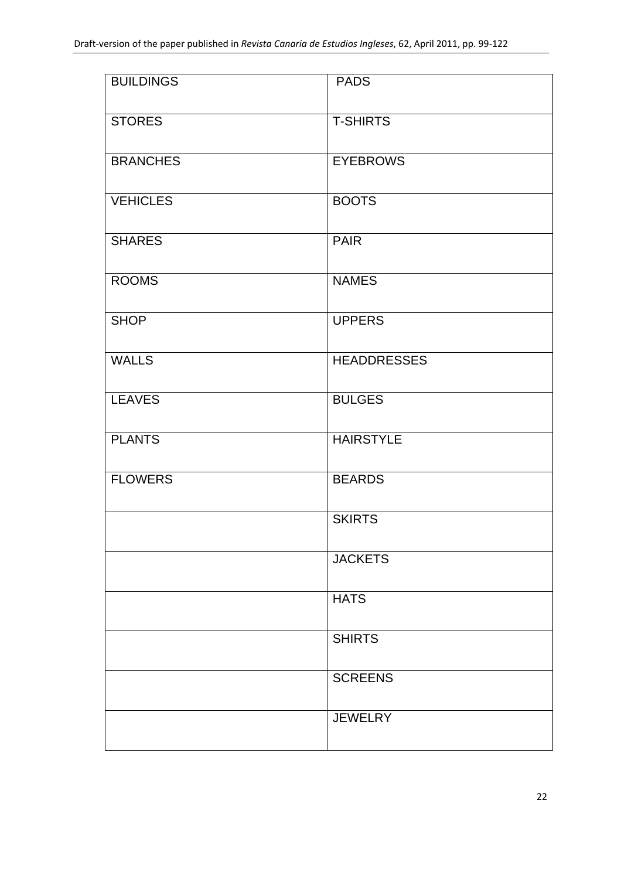| BUILDINGS | PADS |
|---|---|
| STORES | T-SHIRTS |
| BRANCHES | EYEBROWS |
| VEHICLES | BOOTS |
| SHARES | PAIR |
| ROOMS | NAMES |
| SHOP | UPPERS |
| WALLS | HEADDRESSES |
| LEAVES | BULGES |
| PLANTS | HAIRSTYLE |
| FLOWERS | BEARDS |
| | SKIRTS |
| | JACKETS |
| | HATS |
| | SHIRTS |
| | SCREENS |
| | JEWELRY |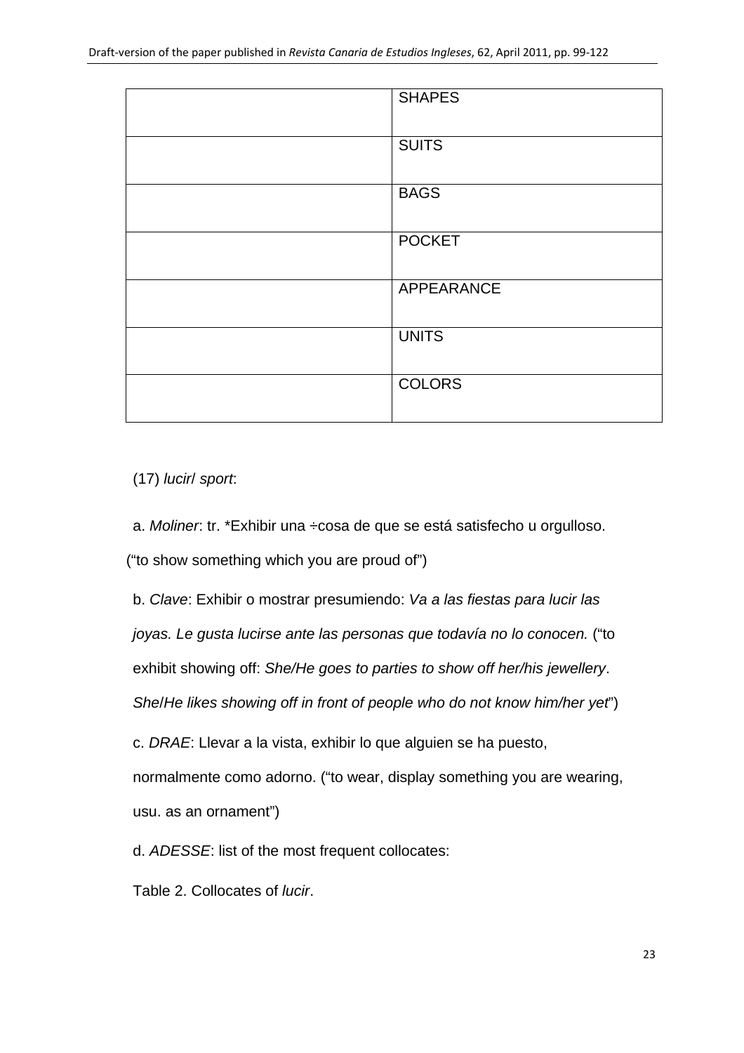|  | SHAPES |
|---|---|
|  | SUITS |
|  | BAGS |
|  | POCKET |
|  | APPEARANCE |
|  | UNITS |
|  | COLORS |

(17) *lucir*/ *sport*:

a. *Moliner*: tr. *Exhibir una ÷cosa de que se está satisfecho u orgulloso. ("to show something which you are proud of")

b. *Clave*: Exhibir o mostrar presumiendo: *Va a las fiestas para lucir las joyas. Le gusta lucirse ante las personas que todavía no lo conocen.* ("to exhibit showing off: *She/He goes to parties to show off her/his jewellery*. *She/He likes showing off in front of people who do not know him/her yet*")

c. *DRAE*: Llevar a la vista, exhibir lo que alguien se ha puesto, normalmente como adorno. ("to wear, display something you are wearing, usu. as an ornament")

d. *ADESSE*: list of the most frequent collocates:

Table 2. Collocates of *lucir*.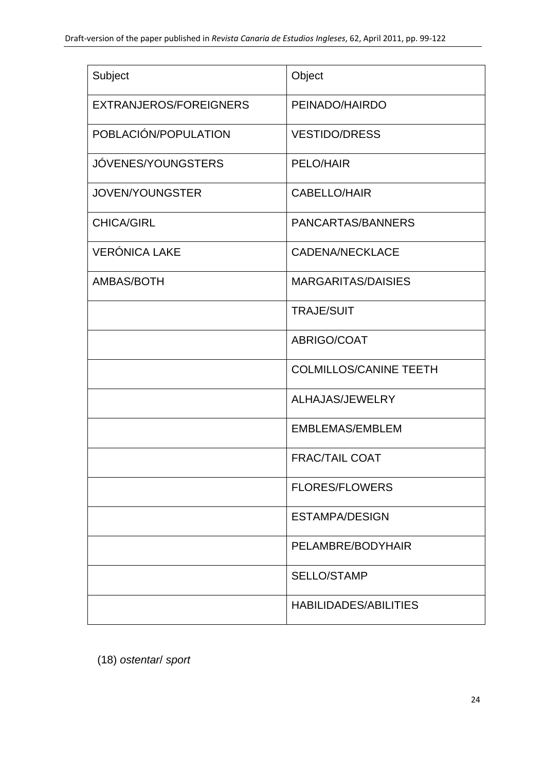| Subject | Object |
| --- | --- |
| EXTRANJEROS/FOREIGNERS | PEINADO/HAIRDO |
| POBLACIÓN/POPULATION | VESTIDO/DRESS |
| JÓVENES/YOUNGSTERS | PELO/HAIR |
| JOVEN/YOUNGSTER | CABELLO/HAIR |
| CHICA/GIRL | PANCARTAS/BANNERS |
| VERÓNICA LAKE | CADENA/NECKLACE |
| AMBAS/BOTH | MARGARITAS/DAISIES |
| | TRAJE/SUIT |
| | ABRIGO/COAT |
| | COLMILLOS/CANINE TEETH |
| | ALHAJAS/JEWELRY |
| | EMBLEMAS/EMBLEM |
| | FRAC/TAIL COAT |
| | FLORES/FLOWERS |
| | ESTAMPA/DESIGN |
| | PELAMBRE/BODYHAIR |
| | SELLO/STAMP |
| | HABILIDADES/ABILITIES |

(18) *ostentar*/ *sport*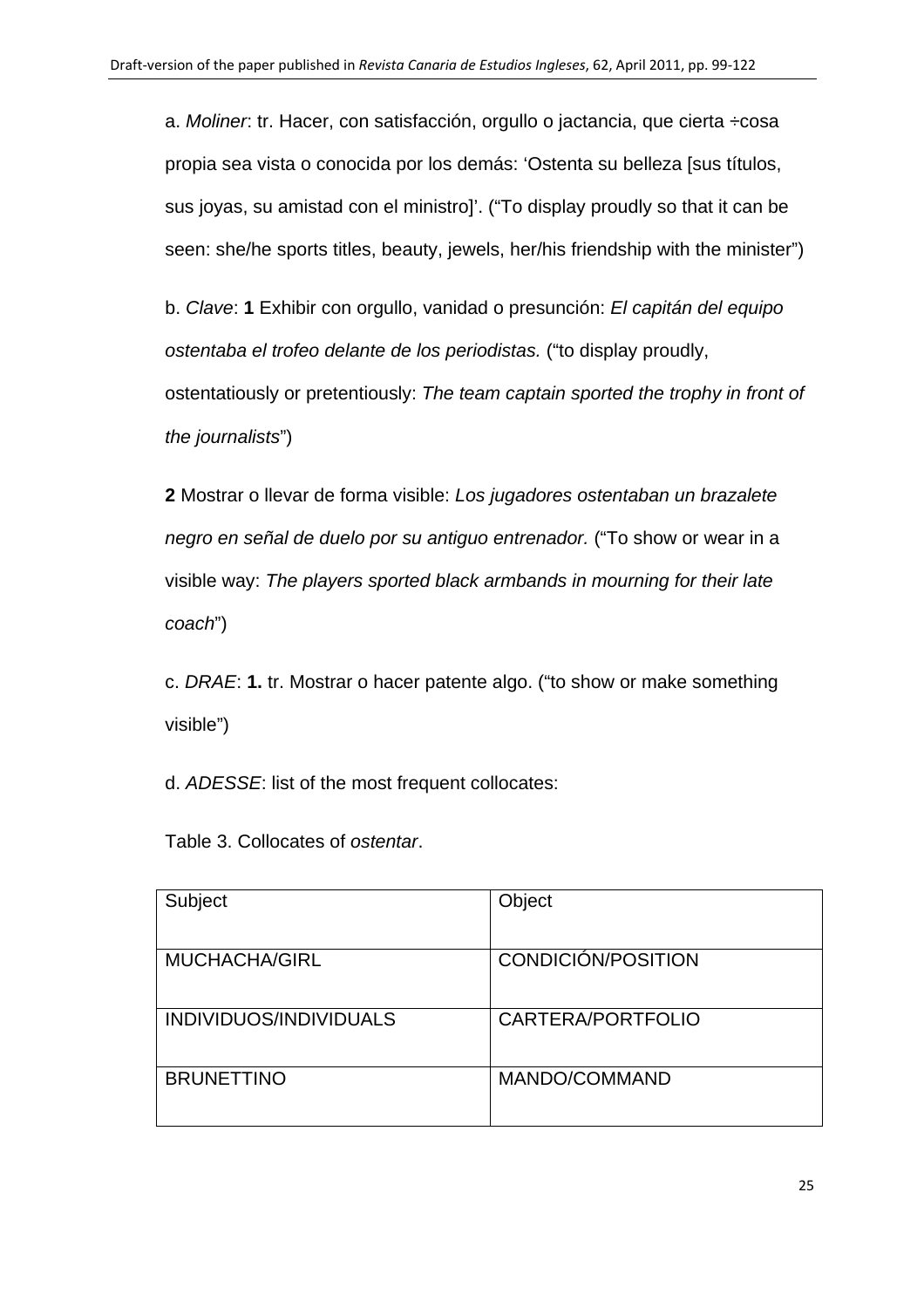a. *Moliner*: tr. Hacer, con satisfacción, orgullo o jactancia, que cierta ÷cosa propia sea vista o conocida por los demás: 'Ostenta su belleza [sus títulos, sus joyas, su amistad con el ministro]'. ("To display proudly so that it can be seen: she/he sports titles, beauty, jewels, her/his friendship with the minister")

b. *Clave*: **1** Exhibir con orgullo, vanidad o presunción: *El capitán del equipo ostentaba el trofeo delante de los periodistas.* ("to display proudly, ostentatiously or pretentiously: *The team captain sported the trophy in front of the journalists*")

**2** Mostrar o llevar de forma visible: *Los jugadores ostentaban un brazalete negro en señal de duelo por su antiguo entrenador.* ("To show or wear in a visible way: *The players sported black armbands in mourning for their late coach*")

c. *DRAE*: **1.** tr. Mostrar o hacer patente algo. ("to show or make something visible")

d. *ADESSE*: list of the most frequent collocates:

Table 3. Collocates of *ostentar*.

| Subject | Object |
|---|---|
| MUCHACHA/GIRL | CONDICIÓN/POSITION |
| INDIVIDUOS/INDIVIDUALS | CARTERA/PORTFOLIO |
| BRUNETTINO | MANDO/COMMAND |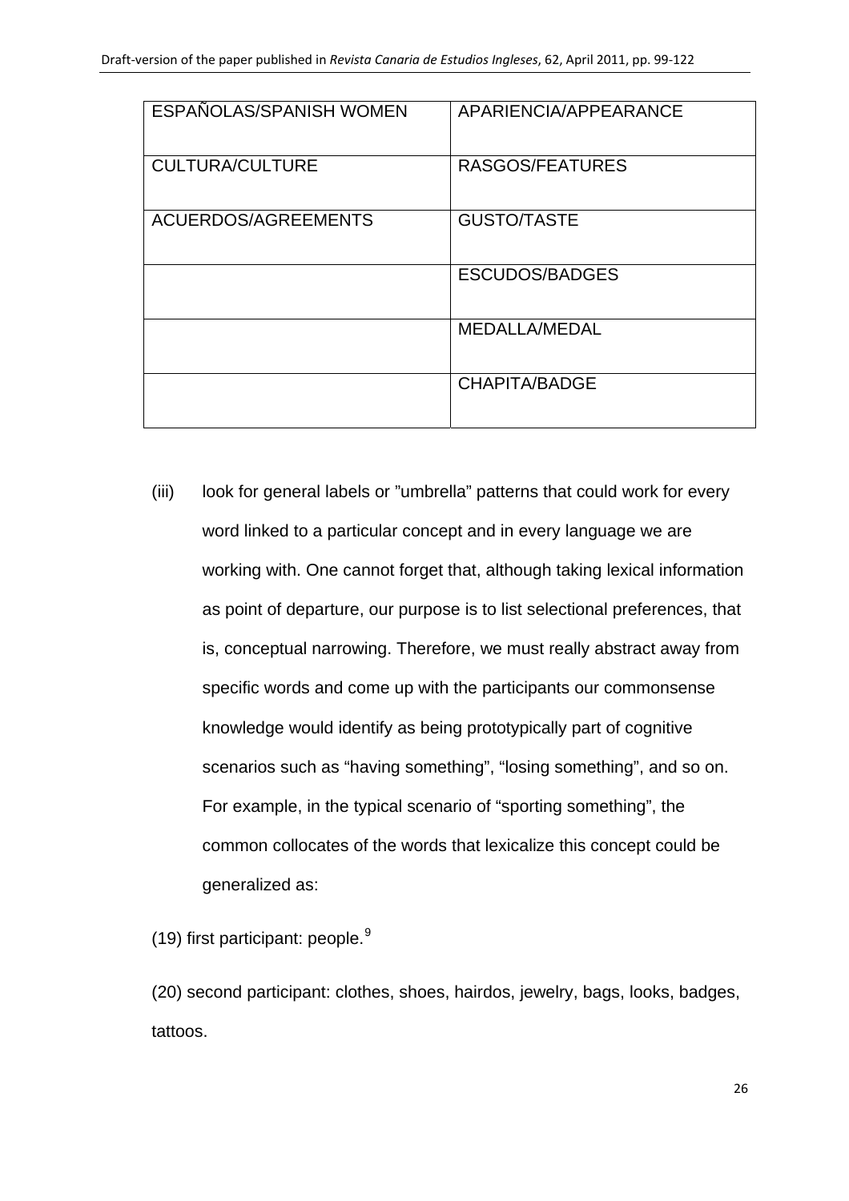| ESPAÑOLAS/SPANISH WOMEN | APARIENCIA/APPEARANCE |
|---|---|
| CULTURA/CULTURE | RASGOS/FEATURES |
| ACUERDOS/AGREEMENTS | GUSTO/TASTE |
| | ESCUDOS/BADGES |
| | MEDALLA/MEDAL |
| | CHAPITA/BADGE |

(iii) look for general labels or "umbrella" patterns that could work for every word linked to a particular concept and in every language we are working with. One cannot forget that, although taking lexical information as point of departure, our purpose is to list selectional preferences, that is, conceptual narrowing. Therefore, we must really abstract away from specific words and come up with the participants our commonsense knowledge would identify as being prototypically part of cognitive scenarios such as "having something", "losing something", and so on. For example, in the typical scenario of "sporting something", the common collocates of the words that lexicalize this concept could be generalized as:

(19) first participant: people.[9]

(20) second participant: clothes, shoes, hairdos, jewelry, bags, looks, badges, tattoos.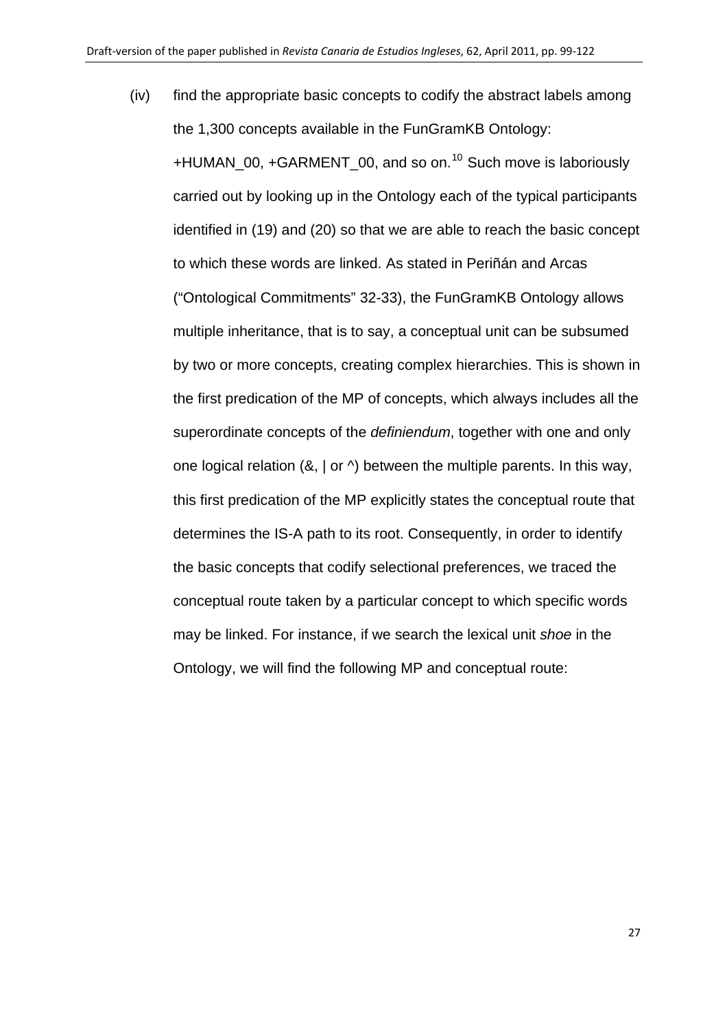(iv) find the appropriate basic concepts to codify the abstract labels among the 1,300 concepts available in the FunGramKB Ontology: +HUMAN_00, +GARMENT_00, and so on.[10] Such move is laboriously carried out by looking up in the Ontology each of the typical participants identified in (19) and (20) so that we are able to reach the basic concept to which these words are linked. As stated in Periñán and Arcas ("Ontological Commitments" 32-33), the FunGramKB Ontology allows multiple inheritance, that is to say, a conceptual unit can be subsumed by two or more concepts, creating complex hierarchies. This is shown in the first predication of the MP of concepts, which always includes all the superordinate concepts of the *definiendum*, together with one and only one logical relation (&, | or ^) between the multiple parents. In this way, this first predication of the MP explicitly states the conceptual route that determines the IS-A path to its root. Consequently, in order to identify the basic concepts that codify selectional preferences, we traced the conceptual route taken by a particular concept to which specific words may be linked. For instance, if we search the lexical unit *shoe* in the Ontology, we will find the following MP and conceptual route: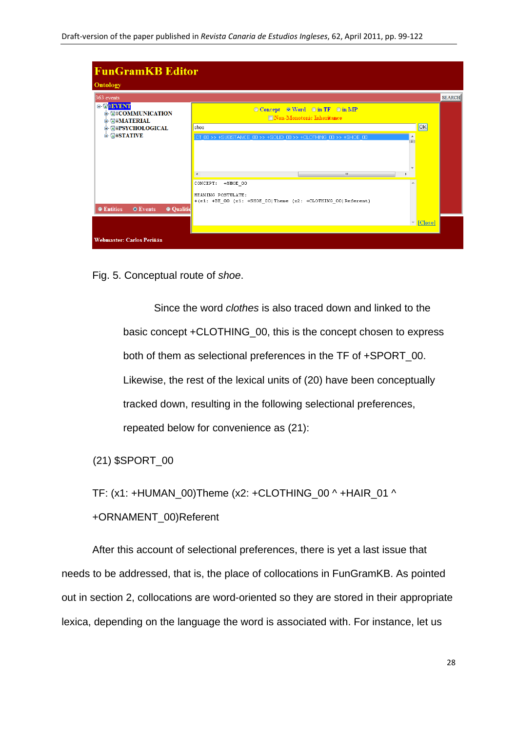Fig. 5. Conceptual route of *shoe*.

Since the word *clothes* is also traced down and linked to the basic concept +CLOTHING_00, this is the concept chosen to express both of them as selectional preferences in the TF of +SPORT_00. Likewise, the rest of the lexical units of (20) have been conceptually tracked down, resulting in the following selectional preferences, repeated below for convenience as (21):

(21) $SPORT_00

TF: (x1: +HUMAN_00)Theme (x2: +CLOTHING_00 ^ +HAIR_01 ^ +ORNAMENT_00)Referent

After this account of selectional preferences, there is yet a last issue that needs to be addressed, that is, the place of collocations in FunGramKB. As pointed out in section 2, collocations are word-oriented so they are stored in their appropriate lexica, depending on the language the word is associated with. For instance, let us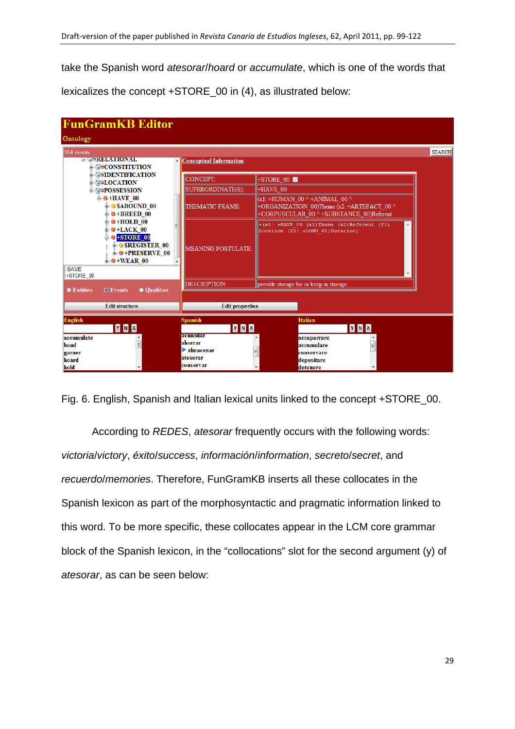take the Spanish word *atesorar*/*hoard* or *accumulate*, which is one of the words that lexicalizes the concept +STORE_00 in (4), as illustrated below:

Fig. 6. English, Spanish and Italian lexical units linked to the concept +STORE_00.

According to *REDES*, *atesorar* frequently occurs with the following words: *victoria*/*victory*, *éxito*/*success*, *información*/*information*, *secreto*/*secret*, and *recuerdo*/*memories*. Therefore, FunGramKB inserts all these collocates in the Spanish lexicon as part of the morphosyntactic and pragmatic information linked to this word. To be more specific, these collocates appear in the LCM core grammar block of the Spanish lexicon, in the "collocations" slot for the second argument (y) of *atesorar*, as can be seen below: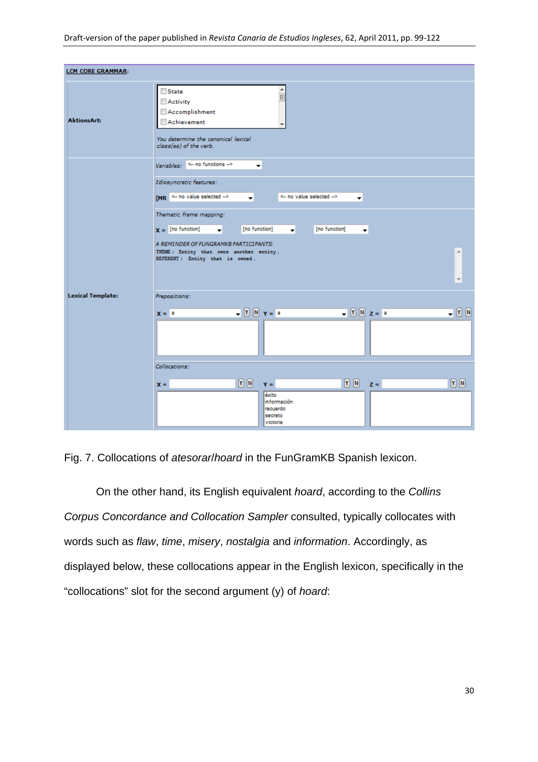**LCM CORE GRAMMAR:**

**AktionsArt:**

- State
- Activity
- Accomplishment
- Achievement

*You determine the canonical lexical class(es) of the verb.*

**Lexical Template:**

*Variables:* <- no functions ->

*Idiosyncratic features:*

[MR <- no value selected -> <- no value selected ->

*Thematic frame mapping:*

X = [no function] [no function] [no function]

*A REMINDER OF FUNGRAMKB PARTICIPANTS:*

THEME: Entity that owns another entity.
REFERENT: Entity that is owned.

*Prepositions:*

X = a Y N  Y = a Y N  Z = a Y N

*Collocations:*

X = Y N  Y = Y N  Z = Y N

Y: éxito, información, recuerdo, secreto, victoria

Fig. 7. Collocations of *atesorar*/*hoard* in the FunGramKB Spanish lexicon.

On the other hand, its English equivalent *hoard*, according to the *Collins Corpus Concordance and Collocation Sampler* consulted, typically collocates with words such as *flaw*, *time*, *misery*, *nostalgia* and *information*. Accordingly, as displayed below, these collocations appear in the English lexicon, specifically in the "collocations" slot for the second argument (y) of *hoard*: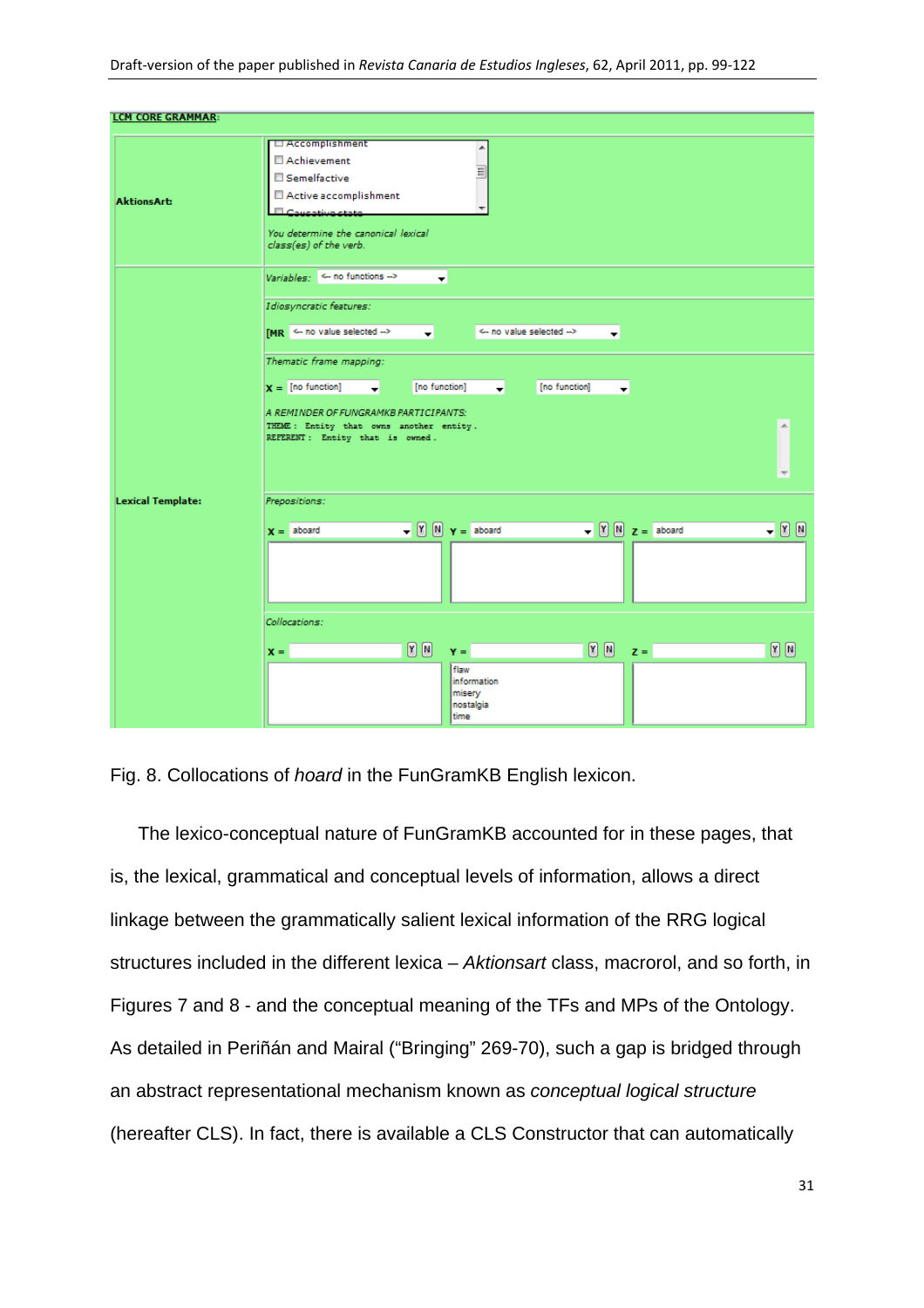Fig. 8. Collocations of *hoard* in the FunGramKB English lexicon.

The lexico-conceptual nature of FunGramKB accounted for in these pages, that is, the lexical, grammatical and conceptual levels of information, allows a direct linkage between the grammatically salient lexical information of the RRG logical structures included in the different lexica – *Aktionsart* class, macrorol, and so forth, in Figures 7 and 8 - and the conceptual meaning of the TFs and MPs of the Ontology. As detailed in Periñán and Mairal ("Bringing" 269-70), such a gap is bridged through an abstract representational mechanism known as *conceptual logical structure* (hereafter CLS). In fact, there is available a CLS Constructor that can automatically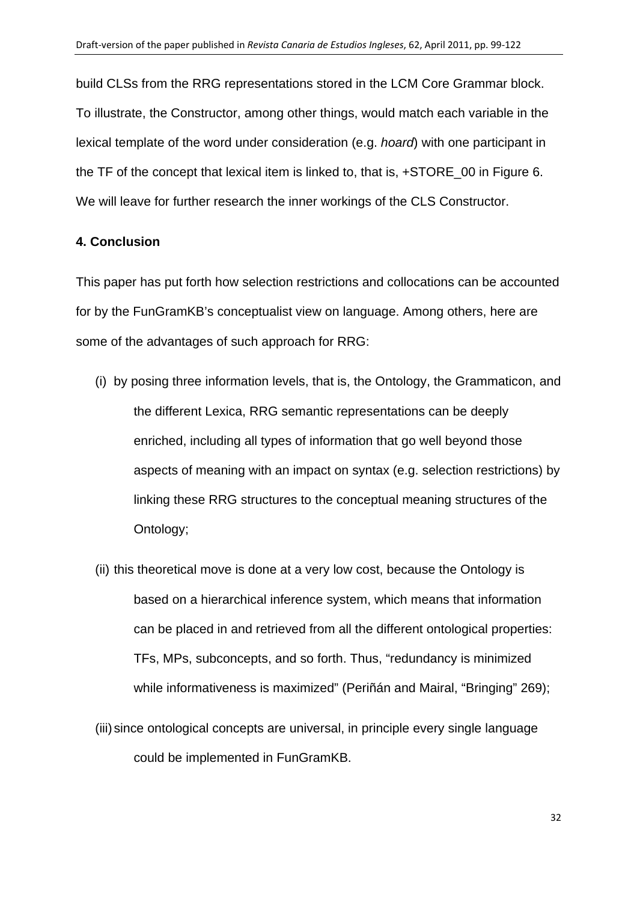build CLSs from the RRG representations stored in the LCM Core Grammar block. To illustrate, the Constructor, among other things, would match each variable in the lexical template of the word under consideration (e.g. *hoard*) with one participant in the TF of the concept that lexical item is linked to, that is, +STORE_00 in Figure 6. We will leave for further research the inner workings of the CLS Constructor.

## 4. Conclusion

This paper has put forth how selection restrictions and collocations can be accounted for by the FunGramKB's conceptualist view on language. Among others, here are some of the advantages of such approach for RRG:

(i) by posing three information levels, that is, the Ontology, the Grammaticon, and the different Lexica, RRG semantic representations can be deeply enriched, including all types of information that go well beyond those aspects of meaning with an impact on syntax (e.g. selection restrictions) by linking these RRG structures to the conceptual meaning structures of the Ontology;

(ii) this theoretical move is done at a very low cost, because the Ontology is based on a hierarchical inference system, which means that information can be placed in and retrieved from all the different ontological properties: TFs, MPs, subconcepts, and so forth. Thus, "redundancy is minimized while informativeness is maximized" (Periñán and Mairal, "Bringing" 269);

(iii) since ontological concepts are universal, in principle every single language could be implemented in FunGramKB.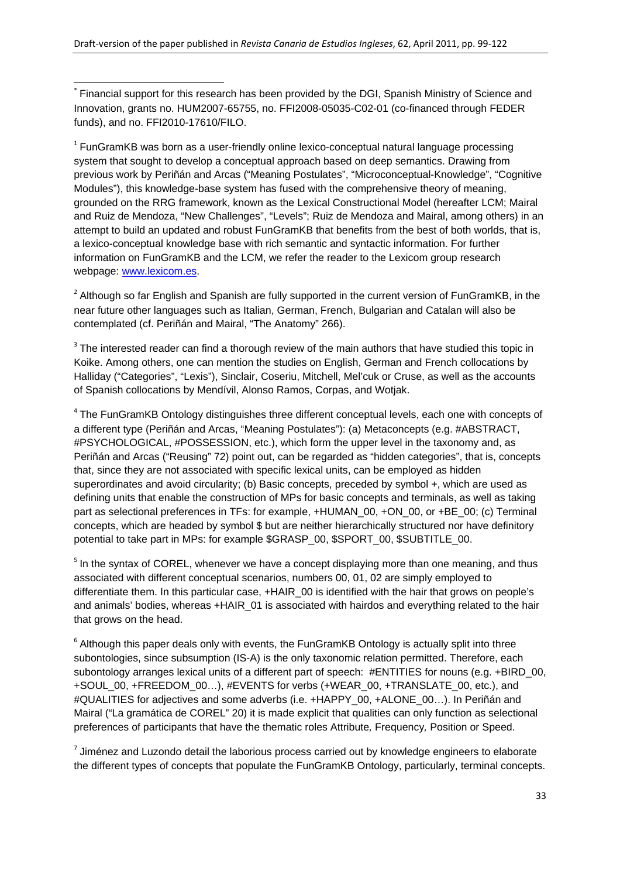[*] Financial support for this research has been provided by the DGI, Spanish Ministry of Science and Innovation, grants no. HUM2007-65755, no. FFI2008-05035-C02-01 (co-financed through FEDER funds), and no. FFI2010-17610/FILO.

[1] FunGramKB was born as a user-friendly online lexico-conceptual natural language processing system that sought to develop a conceptual approach based on deep semantics. Drawing from previous work by Periñán and Arcas ("Meaning Postulates", "Microconceptual-Knowledge", "Cognitive Modules"), this knowledge-base system has fused with the comprehensive theory of meaning, grounded on the RRG framework, known as the Lexical Constructional Model (hereafter LCM; Mairal and Ruiz de Mendoza, "New Challenges", "Levels"; Ruiz de Mendoza and Mairal, among others) in an attempt to build an updated and robust FunGramKB that benefits from the best of both worlds, that is, a lexico-conceptual knowledge base with rich semantic and syntactic information. For further information on FunGramKB and the LCM, we refer the reader to the Lexicom group research webpage: www.lexicom.es.

[2] Although so far English and Spanish are fully supported in the current version of FunGramKB, in the near future other languages such as Italian, German, French, Bulgarian and Catalan will also be contemplated (cf. Periñán and Mairal, "The Anatomy" 266).

[3] The interested reader can find a thorough review of the main authors that have studied this topic in Koike. Among others, one can mention the studies on English, German and French collocations by Halliday ("Categories", "Lexis"), Sinclair, Coseriu, Mitchell, Mel'cuk or Cruse, as well as the accounts of Spanish collocations by Mendívil, Alonso Ramos, Corpas, and Wotjak.

[4] The FunGramKB Ontology distinguishes three different conceptual levels, each one with concepts of a different type (Periñán and Arcas, "Meaning Postulates"): (a) Metaconcepts (e.g. #ABSTRACT, #PSYCHOLOGICAL, #POSSESSION, etc.), which form the upper level in the taxonomy and, as Periñán and Arcas ("Reusing" 72) point out, can be regarded as "hidden categories", that is, concepts that, since they are not associated with specific lexical units, can be employed as hidden superordinates and avoid circularity; (b) Basic concepts, preceded by symbol +, which are used as defining units that enable the construction of MPs for basic concepts and terminals, as well as taking part as selectional preferences in TFs: for example, +HUMAN_00, +ON_00, or +BE_00; (c) Terminal concepts, which are headed by symbol $ but are neither hierarchically structured nor have definitory potential to take part in MPs: for example $GRASP_00, $SPORT_00, $SUBTITLE_00.

[5] In the syntax of COREL, whenever we have a concept displaying more than one meaning, and thus associated with different conceptual scenarios, numbers 00, 01, 02 are simply employed to differentiate them. In this particular case, +HAIR_00 is identified with the hair that grows on people's and animals' bodies, whereas +HAIR_01 is associated with hairdos and everything related to the hair that grows on the head.

[6] Although this paper deals only with events, the FunGramKB Ontology is actually split into three subontologies, since subsumption (IS-A) is the only taxonomic relation permitted. Therefore, each subontology arranges lexical units of a different part of speech: #ENTITIES for nouns (e.g. +BIRD_00, +SOUL_00, +FREEDOM_00…), #EVENTS for verbs (+WEAR_00, +TRANSLATE_00, etc.), and #QUALITIES for adjectives and some adverbs (i.e. +HAPPY_00, +ALONE_00…). In Periñán and Mairal ("La gramática de COREL" 20) it is made explicit that qualities can only function as selectional preferences of participants that have the thematic roles Attribute*,* Frequency*,* Position or Speed.

[7] Jiménez and Luzondo detail the laborious process carried out by knowledge engineers to elaborate the different types of concepts that populate the FunGramKB Ontology, particularly, terminal concepts.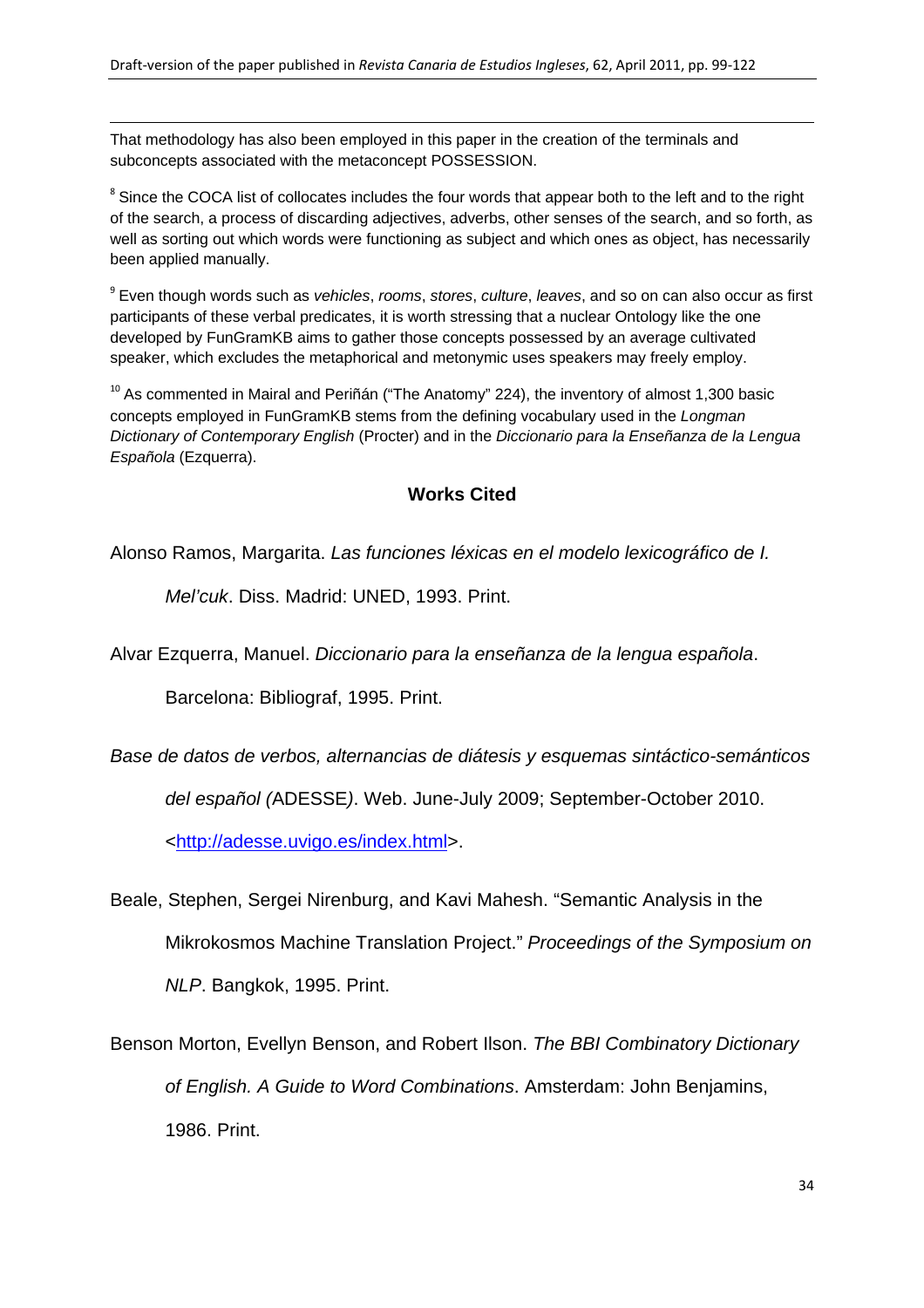That methodology has also been employed in this paper in the creation of the terminals and subconcepts associated with the metaconcept POSSESSION.

[8] Since the COCA list of collocates includes the four words that appear both to the left and to the right of the search, a process of discarding adjectives, adverbs, other senses of the search, and so forth, as well as sorting out which words were functioning as subject and which ones as object, has necessarily been applied manually.

[9] Even though words such as *vehicles*, *rooms*, *stores*, *culture*, *leaves*, and so on can also occur as first participants of these verbal predicates, it is worth stressing that a nuclear Ontology like the one developed by FunGramKB aims to gather those concepts possessed by an average cultivated speaker, which excludes the metaphorical and metonymic uses speakers may freely employ.

[10] As commented in Mairal and Periñán ("The Anatomy" 224), the inventory of almost 1,300 basic concepts employed in FunGramKB stems from the defining vocabulary used in the *Longman Dictionary of Contemporary English* (Procter) and in the *Diccionario para la Enseñanza de la Lengua Española* (Ezquerra).

## Works Cited

Alonso Ramos, Margarita. *Las funciones léxicas en el modelo lexicográfico de I. Mel'cuk*. Diss. Madrid: UNED, 1993. Print.

Alvar Ezquerra, Manuel. *Diccionario para la enseñanza de la lengua española*. Barcelona: Bibliograf, 1995. Print.

*Base de datos de verbos, alternancias de diátesis y esquemas sintáctico-semánticos del español (*ADESSE*)*. Web. June-July 2009; September-October 2010. <http://adesse.uvigo.es/index.html>.

Beale, Stephen, Sergei Nirenburg, and Kavi Mahesh. "Semantic Analysis in the Mikrokosmos Machine Translation Project." *Proceedings of the Symposium on NLP*. Bangkok, 1995. Print.

Benson Morton, Evellyn Benson, and Robert Ilson. *The BBI Combinatory Dictionary of English. A Guide to Word Combinations*. Amsterdam: John Benjamins, 1986. Print.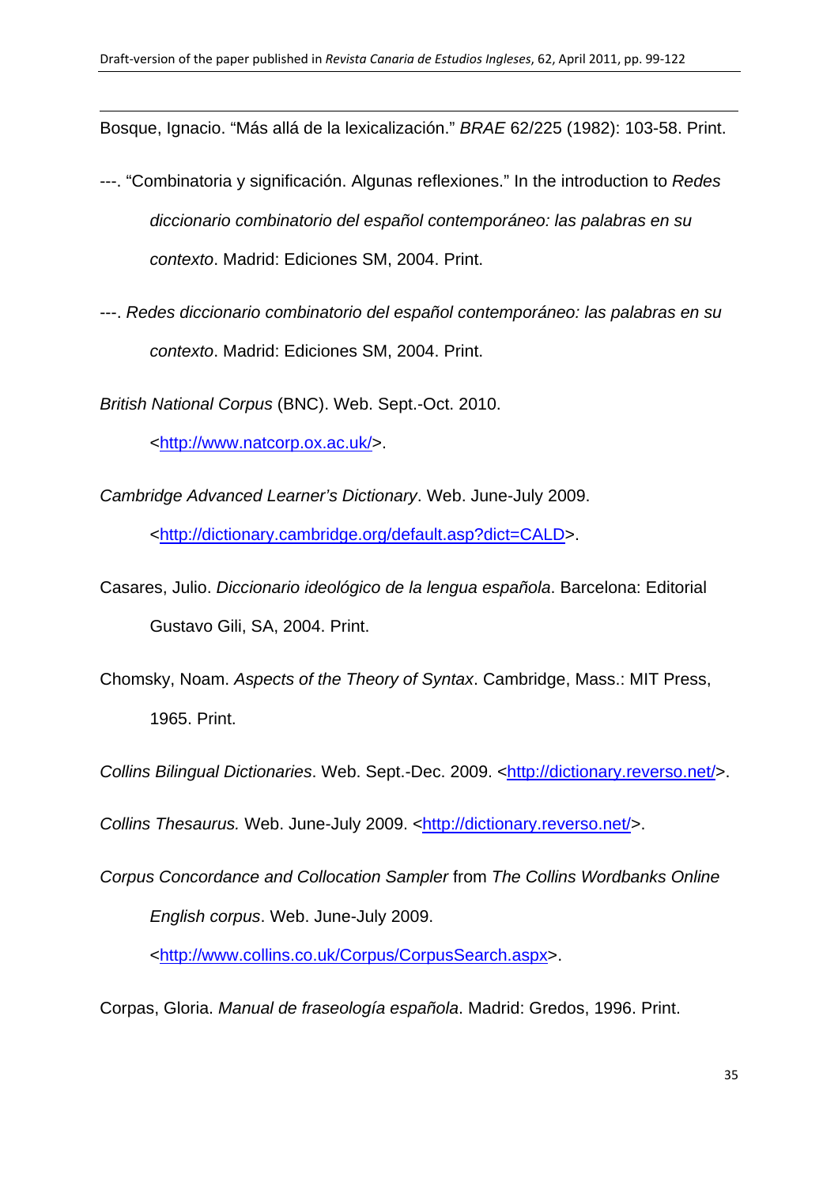Bosque, Ignacio. “Más allá de la lexicalización.” *BRAE* 62/225 (1982): 103-58. Print.

---. “Combinatoria y significación. Algunas reflexiones.” In the introduction to *Redes diccionario combinatorio del español contemporáneo: las palabras en su contexto*. Madrid: Ediciones SM, 2004. Print.

---. *Redes diccionario combinatorio del español contemporáneo: las palabras en su contexto*. Madrid: Ediciones SM, 2004. Print.

*British National Corpus* (BNC). Web. Sept.-Oct. 2010. <http://www.natcorp.ox.ac.uk/>.

*Cambridge Advanced Learner's Dictionary*. Web. June-July 2009. <http://dictionary.cambridge.org/default.asp?dict=CALD>.

Casares, Julio. *Diccionario ideológico de la lengua española*. Barcelona: Editorial Gustavo Gili, SA, 2004. Print.

Chomsky, Noam. *Aspects of the Theory of Syntax*. Cambridge, Mass.: MIT Press, 1965. Print.

*Collins Bilingual Dictionaries*. Web. Sept.-Dec. 2009. <http://dictionary.reverso.net/>.

*Collins Thesaurus.* Web. June-July 2009. <http://dictionary.reverso.net/>.

*Corpus Concordance and Collocation Sampler* from *The Collins Wordbanks Online English corpus*. Web. June-July 2009. <http://www.collins.co.uk/Corpus/CorpusSearch.aspx>.

Corpas, Gloria. *Manual de fraseología española*. Madrid: Gredos, 1996. Print.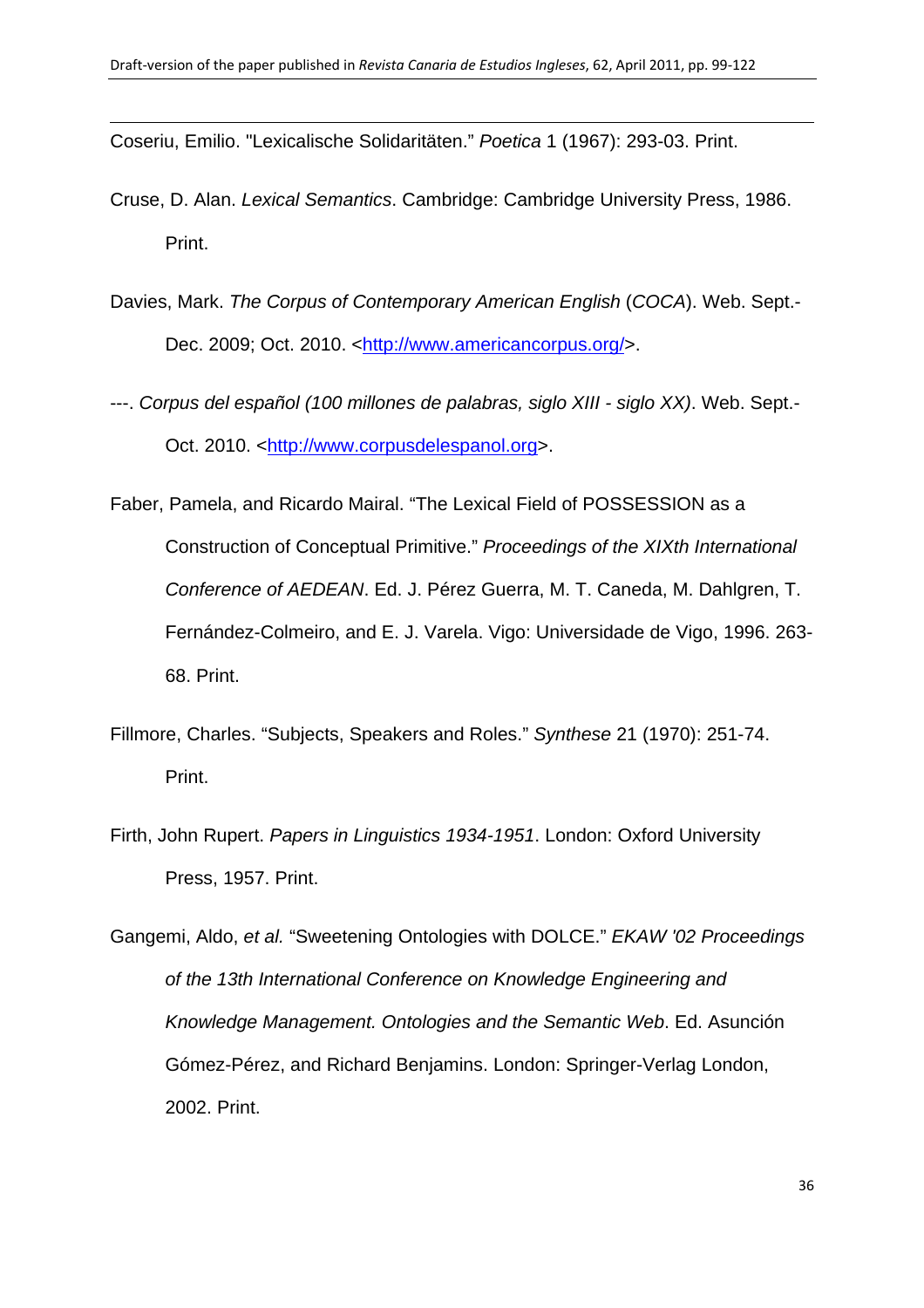Coseriu, Emilio. "Lexicalische Solidaritäten." *Poetica* 1 (1967): 293-03. Print.

Cruse, D. Alan. *Lexical Semantics*. Cambridge: Cambridge University Press, 1986. Print.

Davies, Mark. *The Corpus of Contemporary American English* (*COCA*). Web. Sept.-Dec. 2009; Oct. 2010. <http://www.americancorpus.org/>.

---. *Corpus del español (100 millones de palabras, siglo XIII - siglo XX)*. Web. Sept.-Oct. 2010. <http://www.corpusdelespanol.org>.

Faber, Pamela, and Ricardo Mairal. "The Lexical Field of POSSESSION as a Construction of Conceptual Primitive." *Proceedings of the XIXth International Conference of AEDEAN*. Ed. J. Pérez Guerra, M. T. Caneda, M. Dahlgren, T. Fernández-Colmeiro, and E. J. Varela. Vigo: Universidade de Vigo, 1996. 263-68. Print.

Fillmore, Charles. "Subjects, Speakers and Roles." *Synthese* 21 (1970): 251-74. Print.

Firth, John Rupert. *Papers in Linguistics 1934-1951*. London: Oxford University Press, 1957. Print.

Gangemi, Aldo, *et al.* "Sweetening Ontologies with DOLCE." *EKAW '02 Proceedings of the 13th International Conference on Knowledge Engineering and Knowledge Management. Ontologies and the Semantic Web*. Ed. Asunción Gómez-Pérez, and Richard Benjamins. London: Springer-Verlag London, 2002. Print.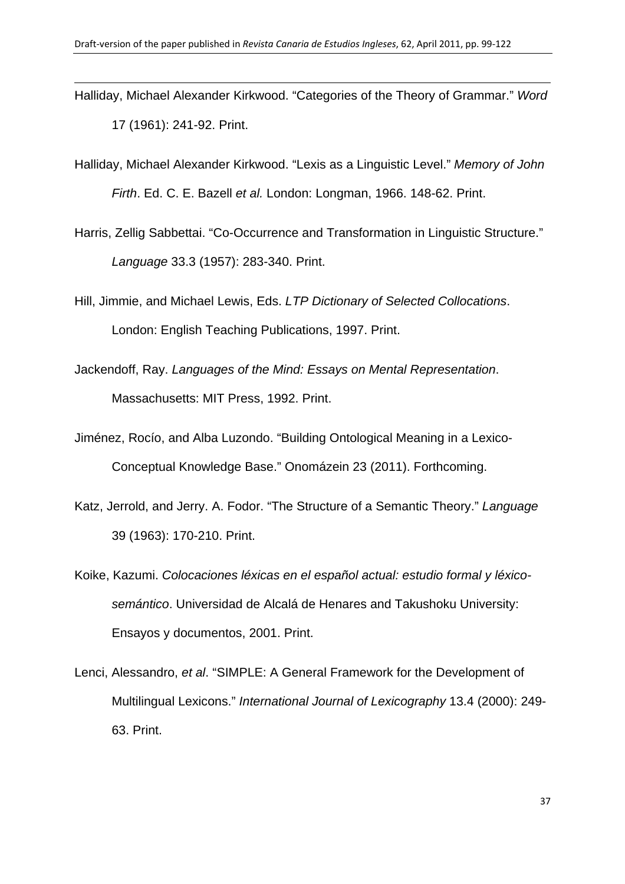Halliday, Michael Alexander Kirkwood. "Categories of the Theory of Grammar." *Word* 17 (1961): 241-92. Print.

Halliday, Michael Alexander Kirkwood. "Lexis as a Linguistic Level." *Memory of John Firth*. Ed. C. E. Bazell *et al.* London: Longman, 1966. 148-62. Print.

Harris, Zellig Sabbettai. "Co-Occurrence and Transformation in Linguistic Structure." *Language* 33.3 (1957): 283-340. Print.

Hill, Jimmie, and Michael Lewis, Eds. *LTP Dictionary of Selected Collocations*. London: English Teaching Publications, 1997. Print.

Jackendoff, Ray. *Languages of the Mind: Essays on Mental Representation*. Massachusetts: MIT Press, 1992. Print.

Jiménez, Rocío, and Alba Luzondo. "Building Ontological Meaning in a Lexico-Conceptual Knowledge Base." Onomázein 23 (2011). Forthcoming.

Katz, Jerrold, and Jerry. A. Fodor. "The Structure of a Semantic Theory." *Language* 39 (1963): 170-210. Print.

Koike, Kazumi. *Colocaciones léxicas en el español actual: estudio formal y léxico-semántico*. Universidad de Alcalá de Henares and Takushoku University: Ensayos y documentos, 2001. Print.

Lenci, Alessandro, *et al*. "SIMPLE: A General Framework for the Development of Multilingual Lexicons." *International Journal of Lexicography* 13.4 (2000): 249-63. Print.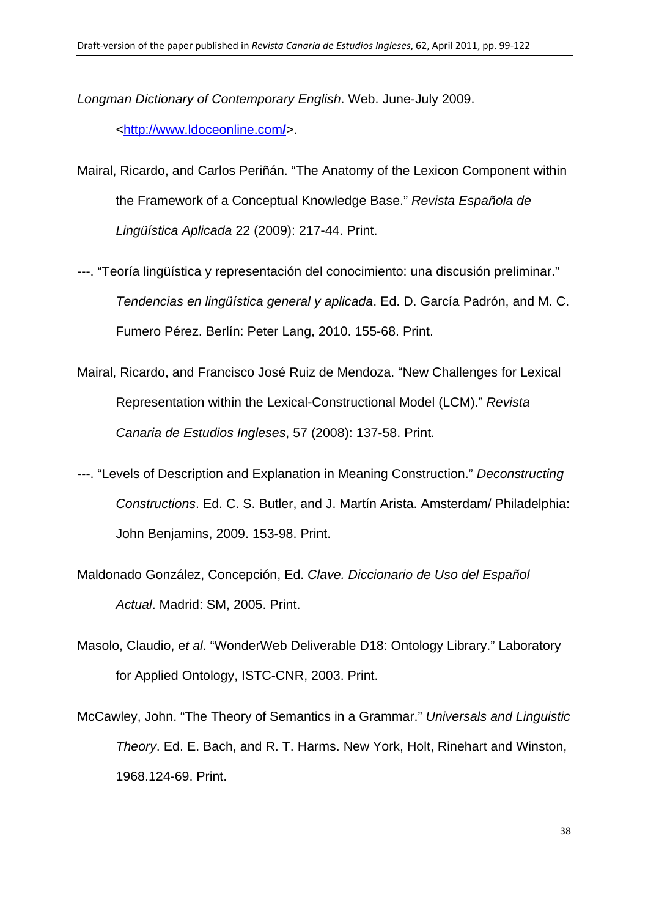*Longman Dictionary of Contemporary English*. Web. June-July 2009. <http://www.ldoceonline.com/>.

Mairal, Ricardo, and Carlos Periñán. "The Anatomy of the Lexicon Component within the Framework of a Conceptual Knowledge Base." *Revista Española de Lingüística Aplicada* 22 (2009): 217-44. Print.

---. "Teoría lingüística y representación del conocimiento: una discusión preliminar." *Tendencias en lingüística general y aplicada*. Ed. D. García Padrón, and M. C. Fumero Pérez. Berlín: Peter Lang, 2010. 155-68. Print.

Mairal, Ricardo, and Francisco José Ruiz de Mendoza. "New Challenges for Lexical Representation within the Lexical-Constructional Model (LCM)." *Revista Canaria de Estudios Ingleses*, 57 (2008): 137-58. Print.

---. "Levels of Description and Explanation in Meaning Construction." *Deconstructing Constructions*. Ed. C. S. Butler, and J. Martín Arista. Amsterdam/ Philadelphia: John Benjamins, 2009. 153-98. Print.

Maldonado González, Concepción, Ed. *Clave. Diccionario de Uso del Español Actual*. Madrid: SM, 2005. Print.

Masolo, Claudio, *et al*. "WonderWeb Deliverable D18: Ontology Library." Laboratory for Applied Ontology, ISTC-CNR, 2003. Print.

McCawley, John. "The Theory of Semantics in a Grammar." *Universals and Linguistic Theory*. Ed. E. Bach, and R. T. Harms. New York, Holt, Rinehart and Winston, 1968.124-69. Print.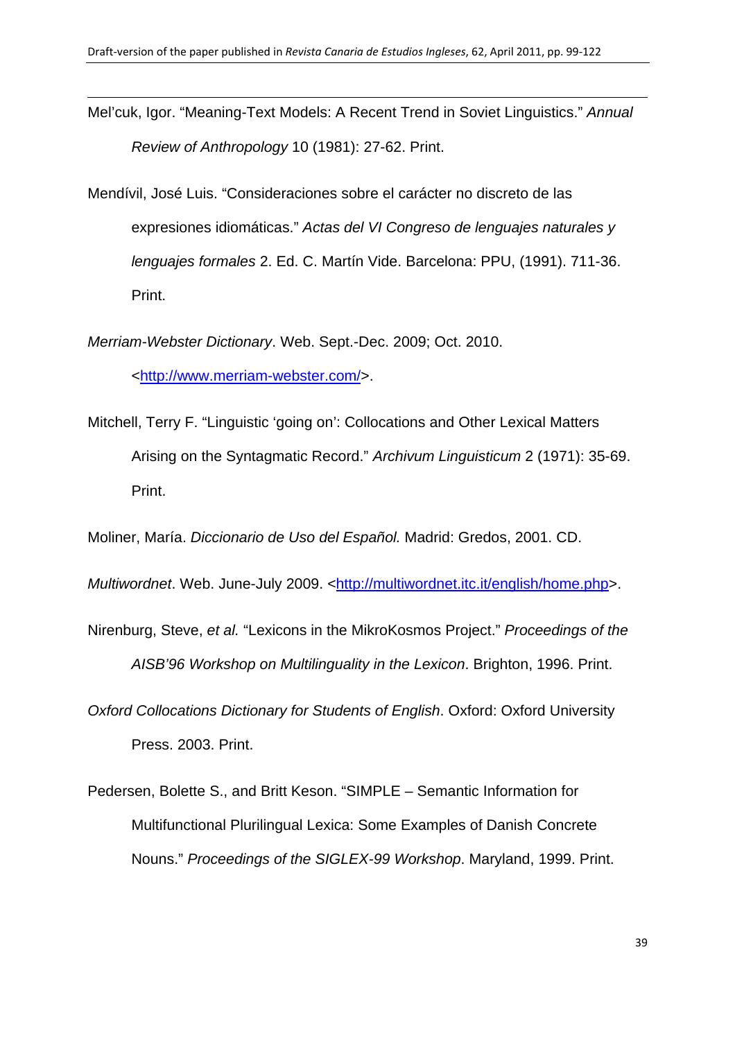Mel'cuk, Igor. "Meaning-Text Models: A Recent Trend in Soviet Linguistics." *Annual Review of Anthropology* 10 (1981): 27-62. Print.

Mendívil, José Luis. "Consideraciones sobre el carácter no discreto de las expresiones idiomáticas." *Actas del VI Congreso de lenguajes naturales y lenguajes formales* 2. Ed. C. Martín Vide. Barcelona: PPU, (1991). 711-36. Print.

*Merriam-Webster Dictionary*. Web. Sept.-Dec. 2009; Oct. 2010. <http://www.merriam-webster.com/>.

Mitchell, Terry F. "Linguistic 'going on': Collocations and Other Lexical Matters Arising on the Syntagmatic Record." *Archivum Linguisticum* 2 (1971): 35-69. Print.

Moliner, María. *Diccionario de Uso del Español.* Madrid: Gredos, 2001. CD.

*Multiwordnet*. Web. June-July 2009. <http://multiwordnet.itc.it/english/home.php>.

Nirenburg, Steve, *et al.* "Lexicons in the MikroKosmos Project." *Proceedings of the AISB'96 Workshop on Multilinguality in the Lexicon*. Brighton, 1996. Print.

*Oxford Collocations Dictionary for Students of English*. Oxford: Oxford University Press. 2003. Print.

Pedersen, Bolette S., and Britt Keson. "SIMPLE – Semantic Information for Multifunctional Plurilingual Lexica: Some Examples of Danish Concrete Nouns." *Proceedings of the SIGLEX-99 Workshop*. Maryland, 1999. Print.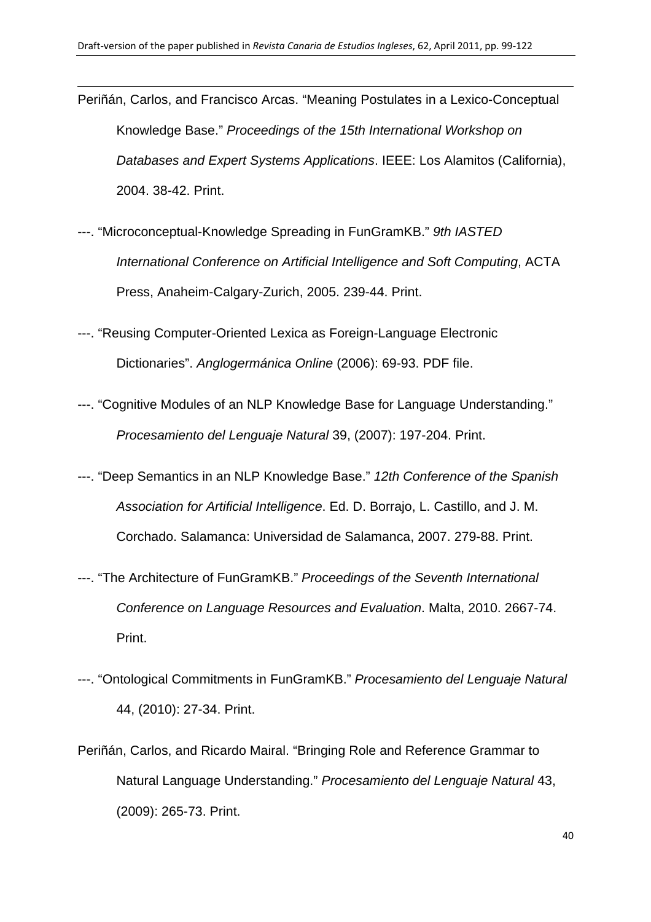Periñán, Carlos, and Francisco Arcas. "Meaning Postulates in a Lexico-Conceptual Knowledge Base." *Proceedings of the 15th International Workshop on Databases and Expert Systems Applications*. IEEE: Los Alamitos (California), 2004. 38-42. Print.

---. "Microconceptual-Knowledge Spreading in FunGramKB." *9th IASTED International Conference on Artificial Intelligence and Soft Computing*, ACTA Press, Anaheim-Calgary-Zurich, 2005. 239-44. Print.

---. "Reusing Computer-Oriented Lexica as Foreign-Language Electronic Dictionaries". *Anglogermánica Online* (2006): 69-93. PDF file.

---. "Cognitive Modules of an NLP Knowledge Base for Language Understanding." *Procesamiento del Lenguaje Natural* 39, (2007): 197-204. Print.

---. "Deep Semantics in an NLP Knowledge Base." *12th Conference of the Spanish Association for Artificial Intelligence*. Ed. D. Borrajo, L. Castillo, and J. M. Corchado. Salamanca: Universidad de Salamanca, 2007. 279-88. Print.

---. "The Architecture of FunGramKB." *Proceedings of the Seventh International Conference on Language Resources and Evaluation*. Malta, 2010. 2667-74. Print.

---. "Ontological Commitments in FunGramKB." *Procesamiento del Lenguaje Natural* 44, (2010): 27-34. Print.

Periñán, Carlos, and Ricardo Mairal. "Bringing Role and Reference Grammar to Natural Language Understanding." *Procesamiento del Lenguaje Natural* 43, (2009): 265-73. Print.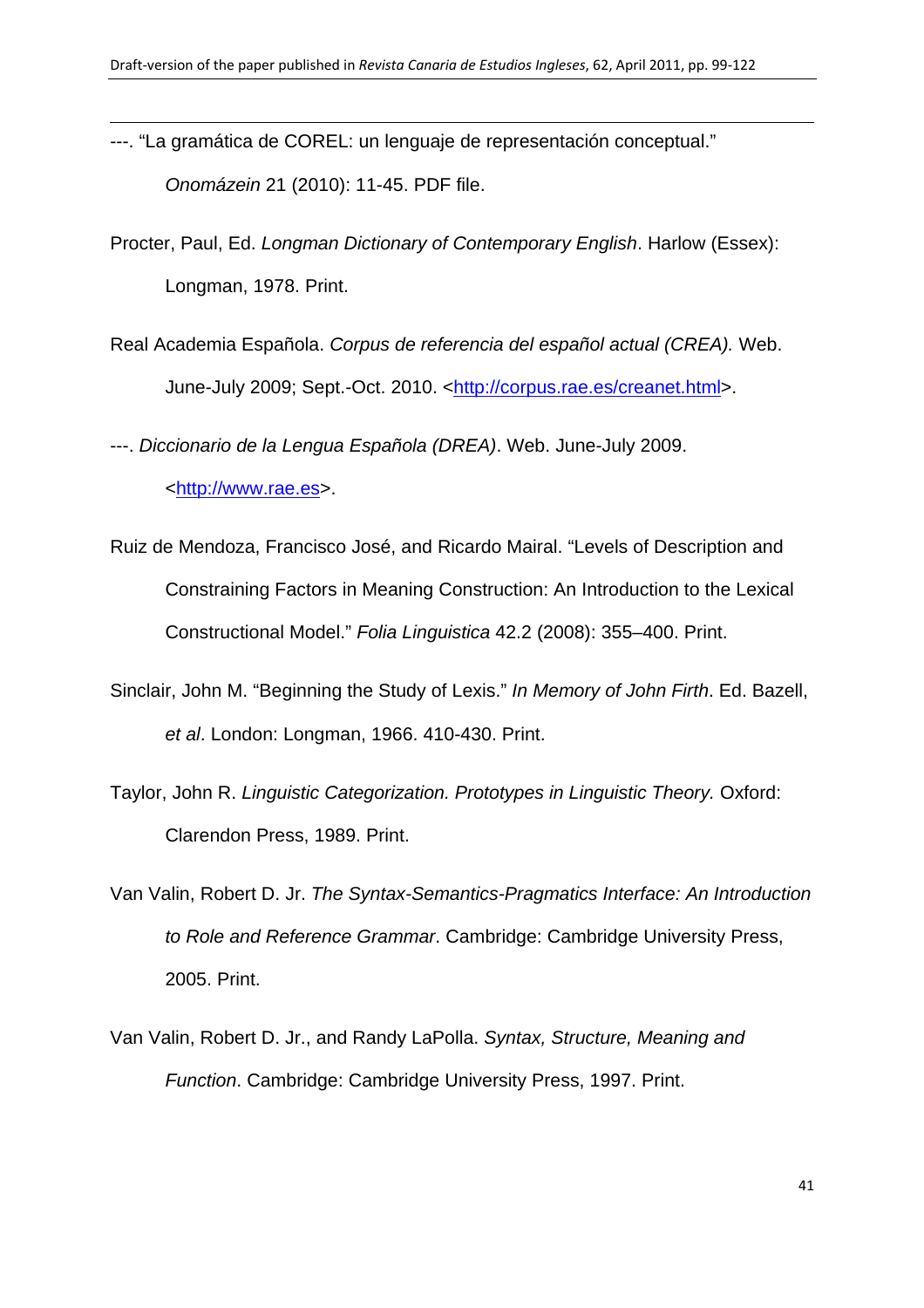---. “La gramática de COREL: un lenguaje de representación conceptual.” *Onomázein* 21 (2010): 11-45. PDF file.

Procter, Paul, Ed. *Longman Dictionary of Contemporary English*. Harlow (Essex): Longman, 1978. Print.

Real Academia Española. *Corpus de referencia del español actual (CREA).* Web. June-July 2009; Sept.-Oct. 2010. <http://corpus.rae.es/creanet.html>.

---. *Diccionario de la Lengua Española (DREA)*. Web. June-July 2009. <http://www.rae.es>.

Ruiz de Mendoza, Francisco José, and Ricardo Mairal. “Levels of Description and Constraining Factors in Meaning Construction: An Introduction to the Lexical Constructional Model.” *Folia Linguistica* 42.2 (2008): 355–400. Print.

Sinclair, John M. “Beginning the Study of Lexis.” *In Memory of John Firth*. Ed. Bazell, *et al*. London: Longman, 1966. 410-430. Print.

Taylor, John R. *Linguistic Categorization. Prototypes in Linguistic Theory.* Oxford: Clarendon Press, 1989. Print.

Van Valin, Robert D. Jr. *The Syntax-Semantics-Pragmatics Interface: An Introduction to Role and Reference Grammar*. Cambridge: Cambridge University Press, 2005. Print.

Van Valin, Robert D. Jr., and Randy LaPolla. *Syntax, Structure, Meaning and Function*. Cambridge: Cambridge University Press, 1997. Print.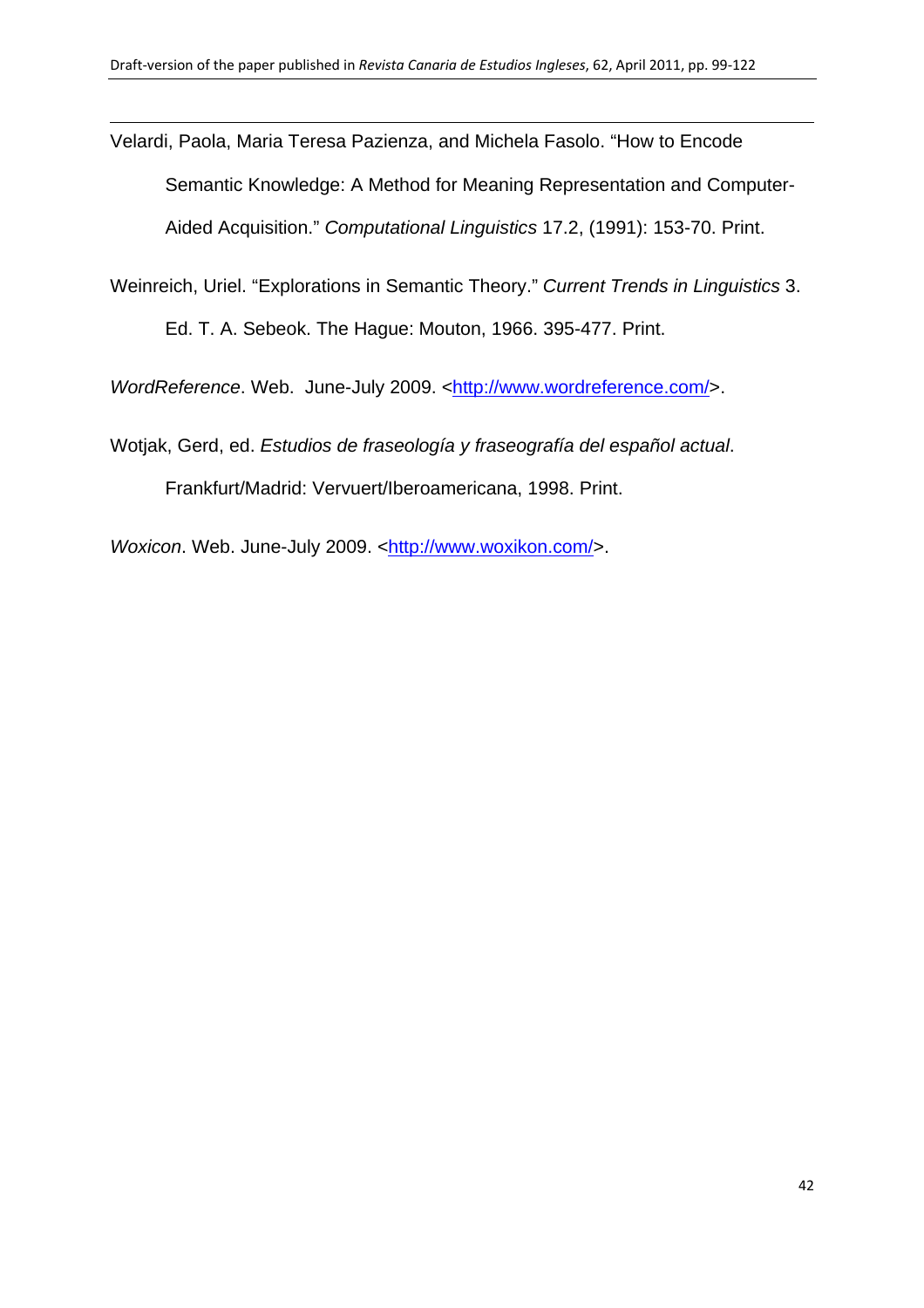Velardi, Paola, Maria Teresa Pazienza, and Michela Fasolo. "How to Encode Semantic Knowledge: A Method for Meaning Representation and Computer-Aided Acquisition." *Computational Linguistics* 17.2, (1991): 153-70. Print.

Weinreich, Uriel. "Explorations in Semantic Theory." *Current Trends in Linguistics* 3. Ed. T. A. Sebeok. The Hague: Mouton, 1966. 395-477. Print.

*WordReference*. Web. June-July 2009. <http://www.wordreference.com/>.

Wotjak, Gerd, ed. *Estudios de fraseología y fraseografía del español actual*. Frankfurt/Madrid: Vervuert/Iberoamericana, 1998. Print.

*Woxicon*. Web. June-July 2009. <http://www.woxikon.com/>.